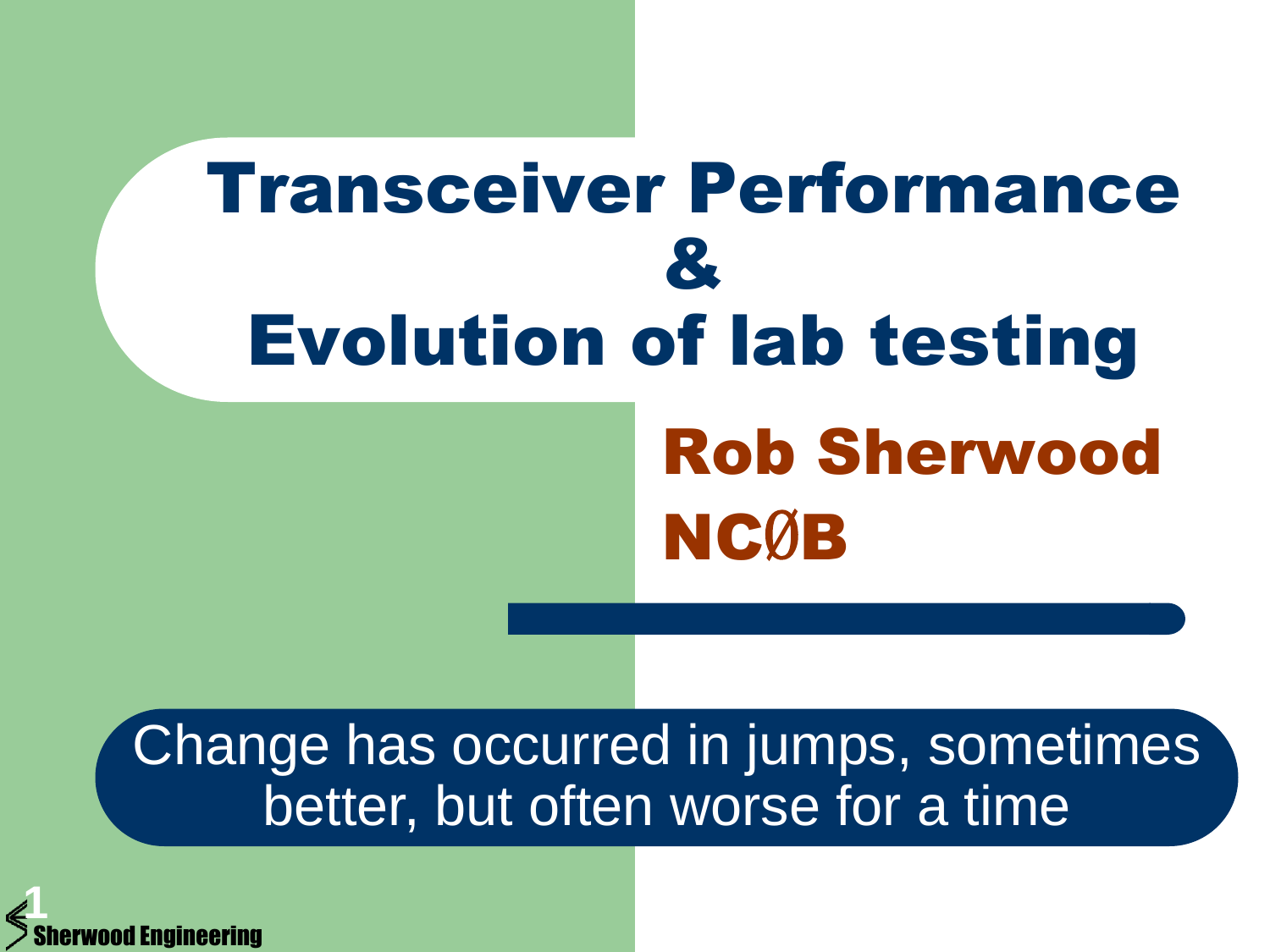# Transceiver Performance & Evolution of lab testing

**Rob Sherwood**

**NCØB**

Change has occurred in jumps, sometimes better, but often worse for a time

Sherwood Engineering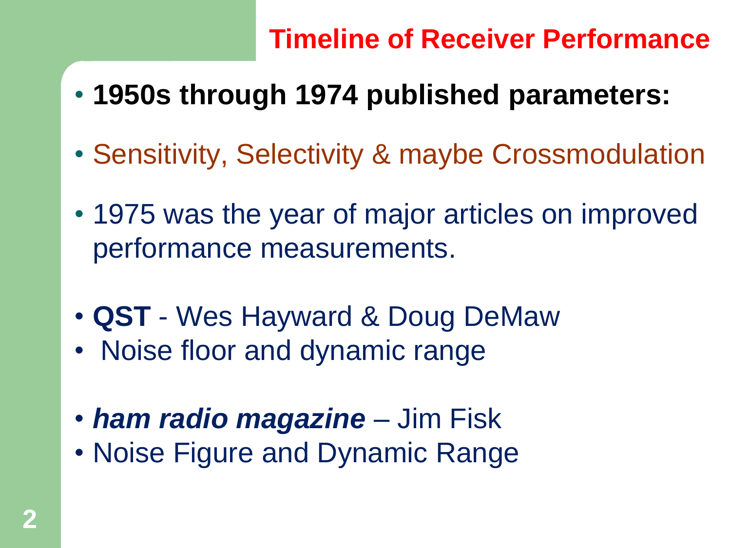## Timeline of Receiver Performance

- **1950s through 1974 published parameters:**
- Sensitivity, Selectivity & maybe Crossmodulation
- 1975 was the year of major articles on improved performance measurements.
- **QST** - Wes Hayward & Doug DeMaw
- Noise floor and dynamic range
- ***ham radio magazine*** – Jim Fisk
- Noise Figure and Dynamic Range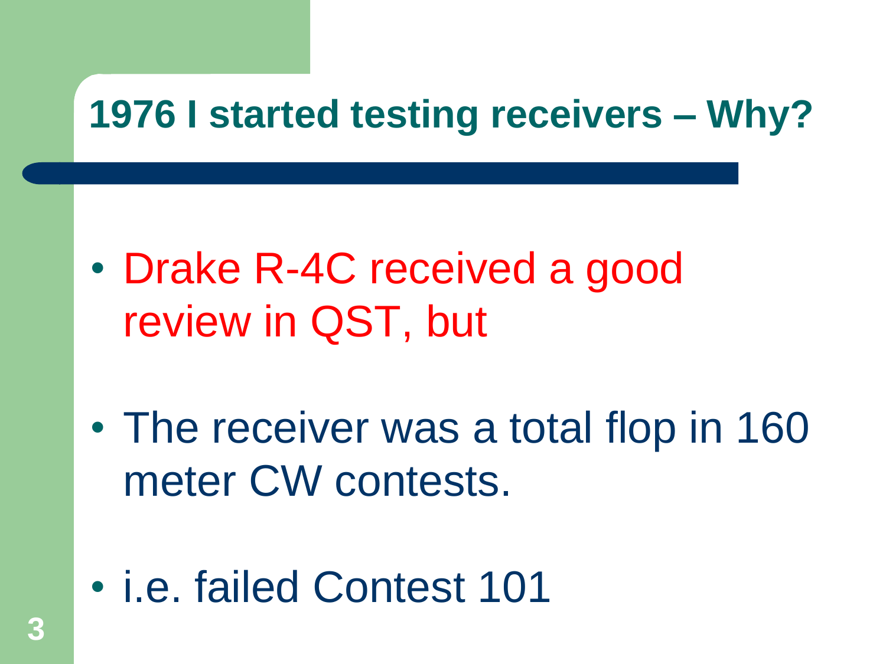# 1976 I started testing receivers – Why?

- Drake R-4C received a good review in QST, but
- The receiver was a total flop in 160 meter CW contests.
- i.e. failed Contest 101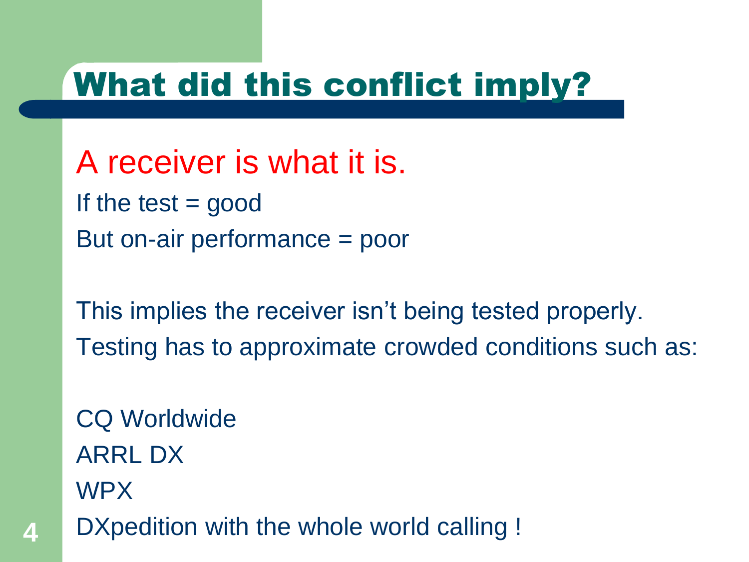# What did this conflict imply?

A receiver is what it is.

If the test = good

But on-air performance = poor

This implies the receiver isn't being tested properly.

Testing has to approximate crowded conditions such as:

CQ Worldwide

ARRL DX

WPX

DXpedition with the whole world calling !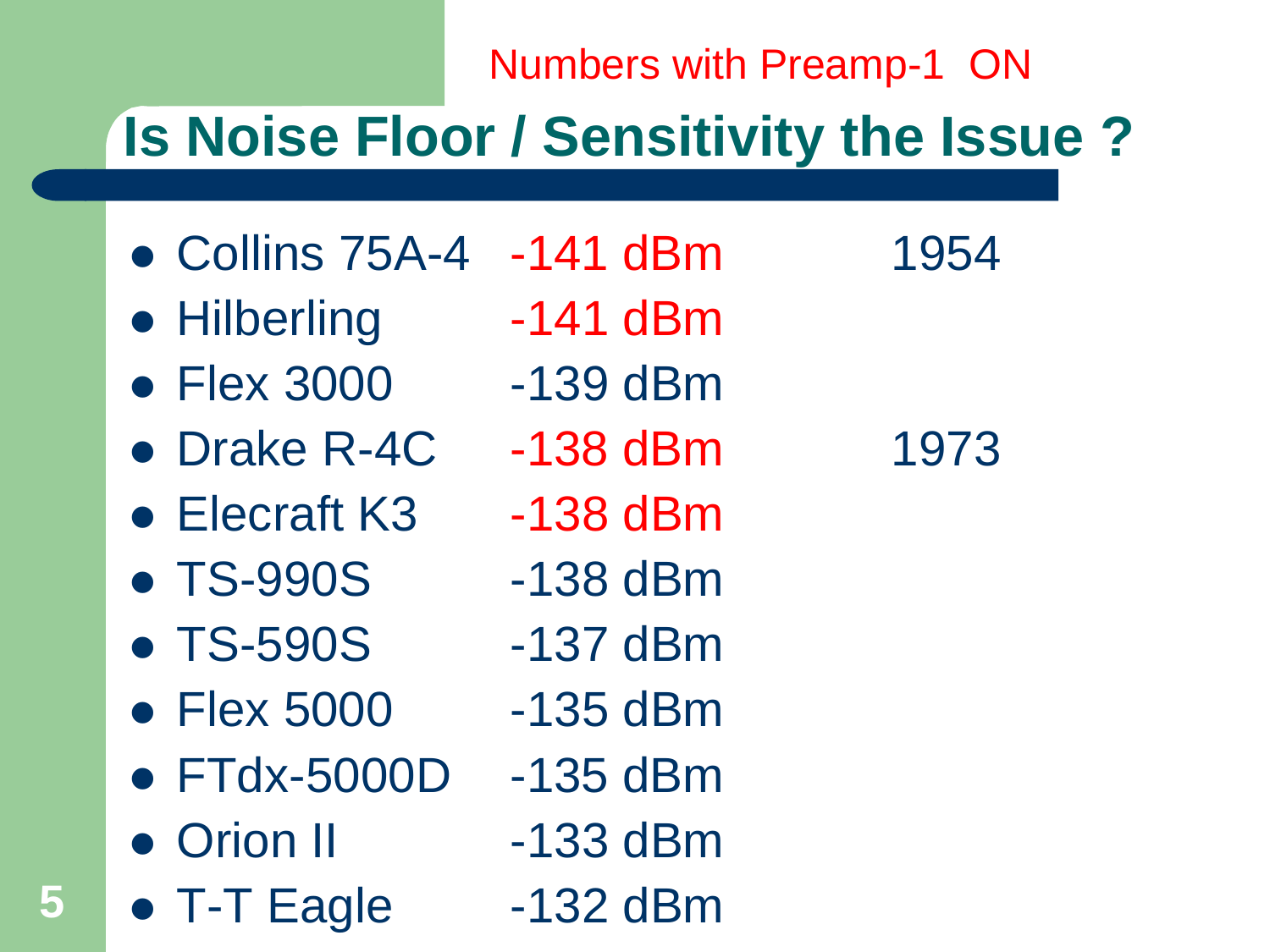Numbers with Preamp-1 ON

# Is Noise Floor / Sensitivity the Issue ?

- Collins 75A-4 -141 dBm 1954
- Hilberling -141 dBm
- Flex 3000 -139 dBm
- Drake R-4C -138 dBm 1973
- Elecraft K3 -138 dBm
- TS-990S -138 dBm
- TS-590S -137 dBm
- Flex 5000 -135 dBm
- FTdx-5000D -135 dBm
- Orion II -133 dBm
- T-T Eagle -132 dBm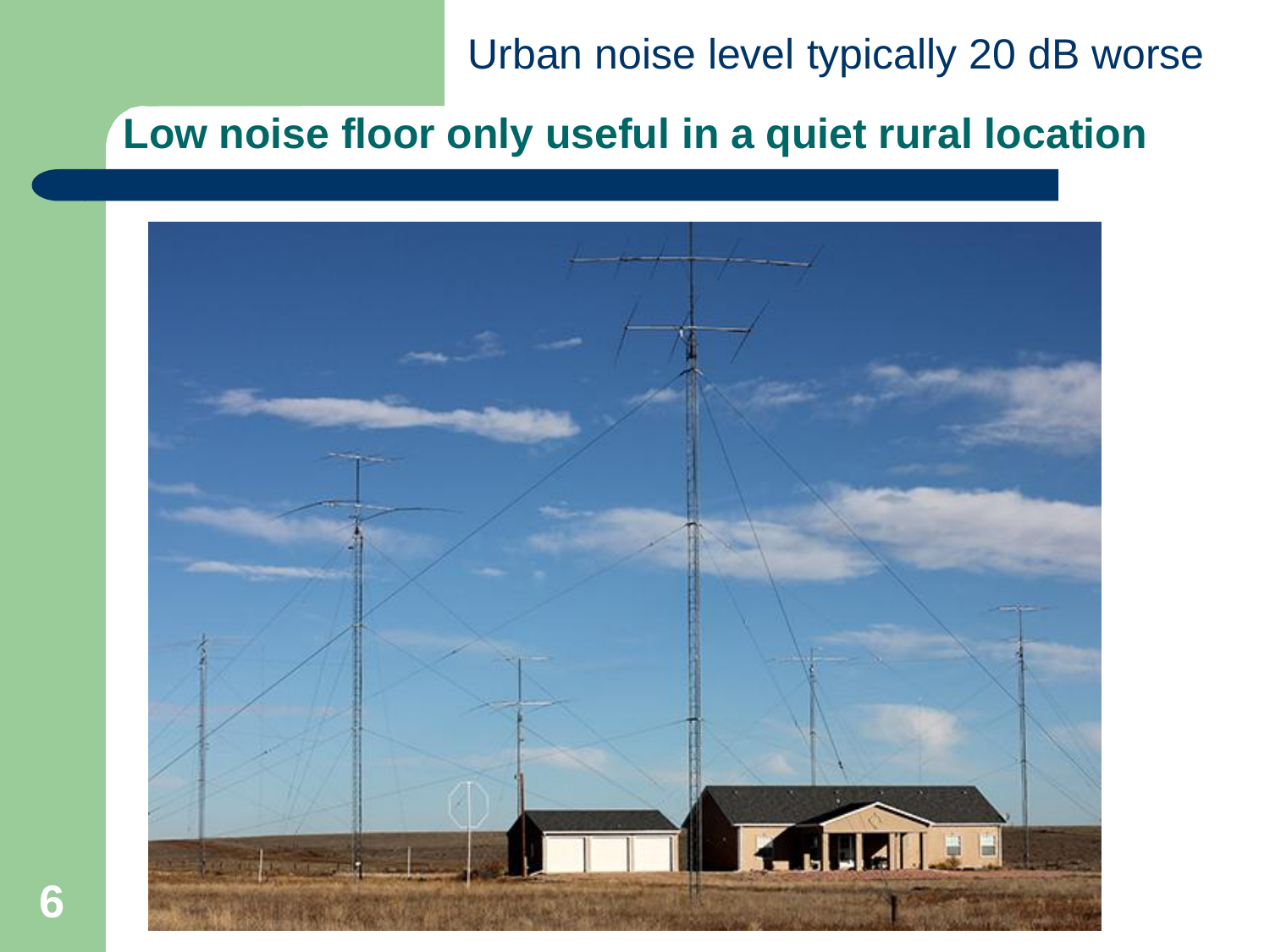Urban noise level typically 20 dB worse

## Low noise floor only useful in a quiet rural location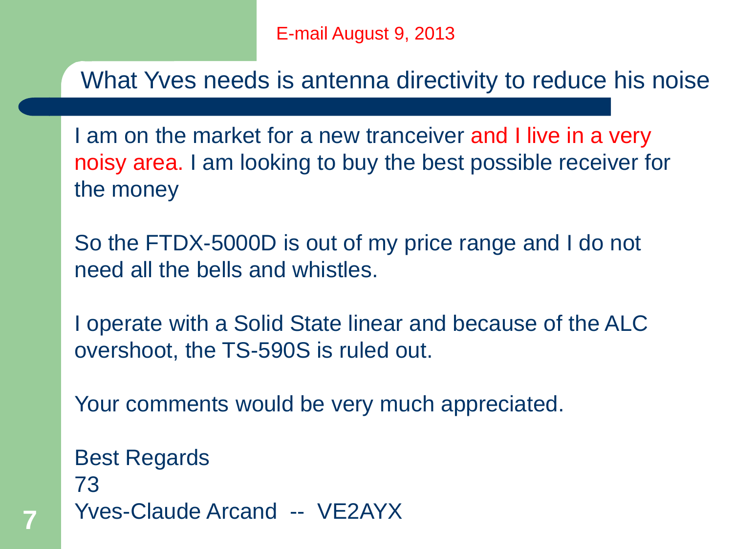E-mail August 9, 2013

# What Yves needs is antenna directivity to reduce his noise

I am on the market for a new tranceiver and I live in a very noisy area. I am looking to buy the best possible receiver for the money

So the FTDX-5000D is out of my price range and I do not need all the bells and whistles.

I operate with a Solid State linear and because of the ALC overshoot, the TS-590S is ruled out.

Your comments would be very much appreciated.

Best Regards  
73  
Yves-Claude Arcand -- VE2AYX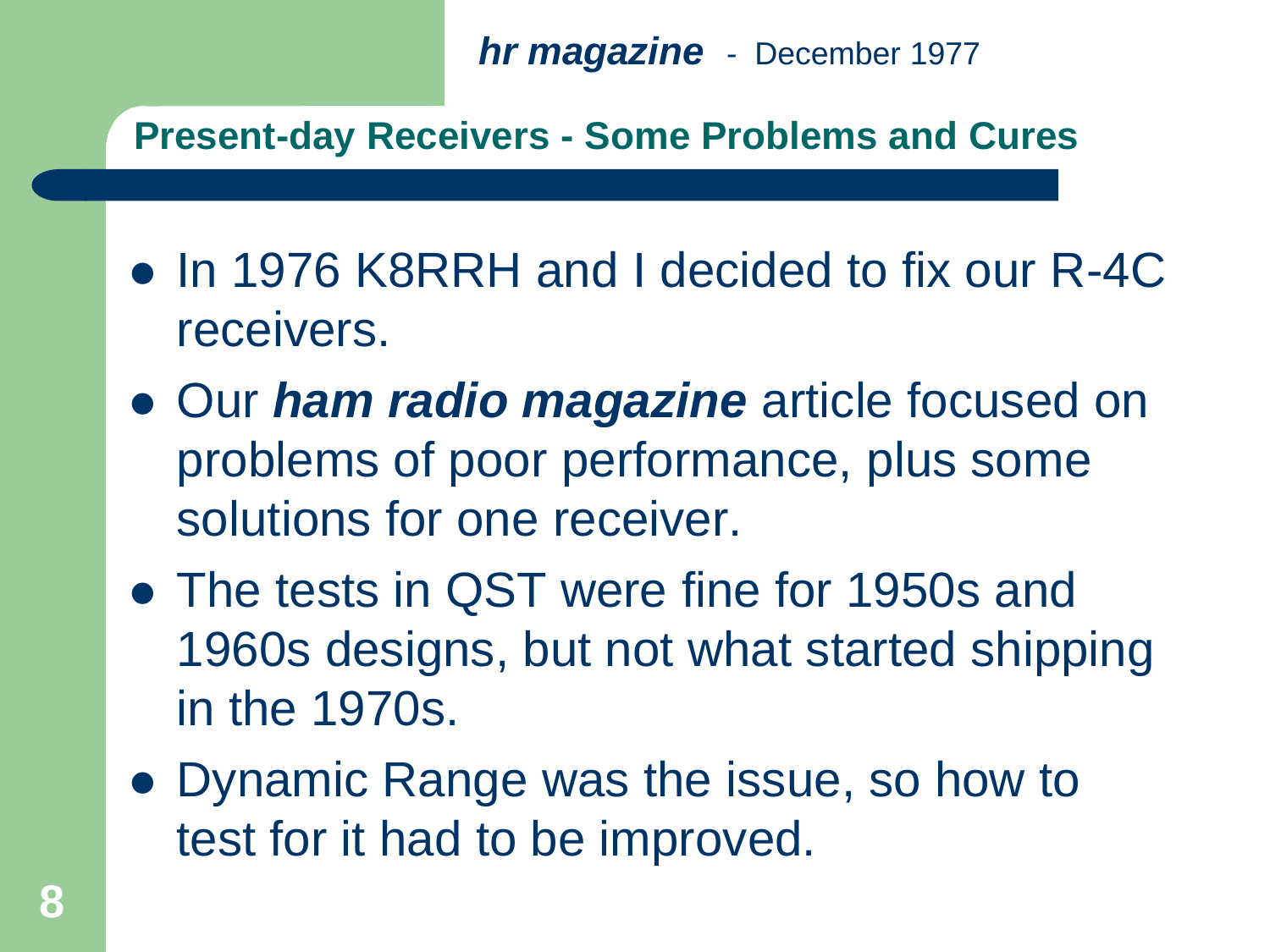***hr magazine*** - December 1977

## Present-day Receivers - Some Problems and Cures

- In 1976 K8RRH and I decided to fix our R-4C receivers.
- Our ***ham radio magazine*** article focused on problems of poor performance, plus some solutions for one receiver.
- The tests in QST were fine for 1950s and 1960s designs, but not what started shipping in the 1970s.
- Dynamic Range was the issue, so how to test for it had to be improved.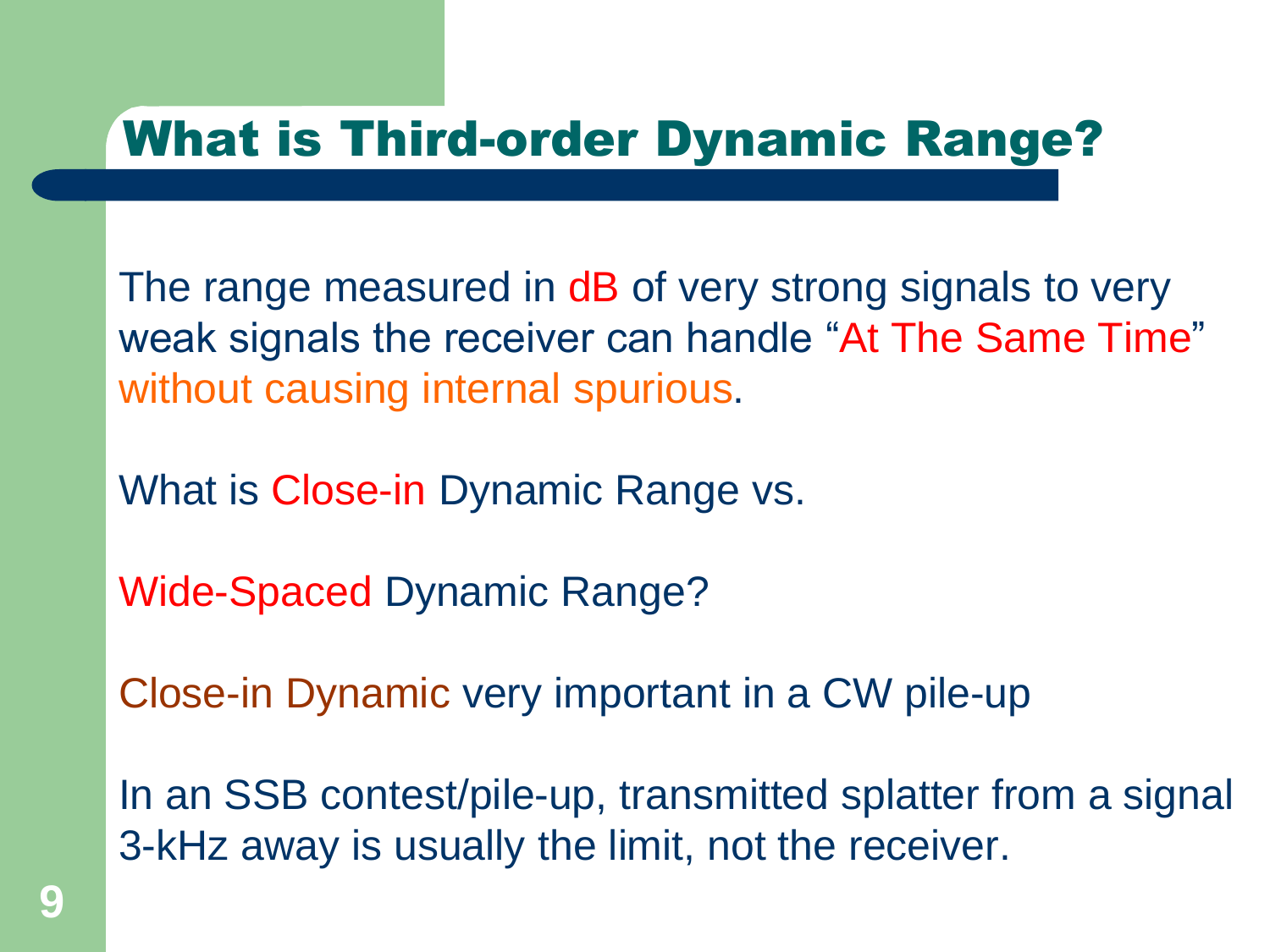# What is Third-order Dynamic Range?

The range measured in dB of very strong signals to very weak signals the receiver can handle "At The Same Time" without causing internal spurious.

What is Close-in Dynamic Range vs.

Wide-Spaced Dynamic Range?

Close-in Dynamic very important in a CW pile-up

In an SSB contest/pile-up, transmitted splatter from a signal 3-kHz away is usually the limit, not the receiver.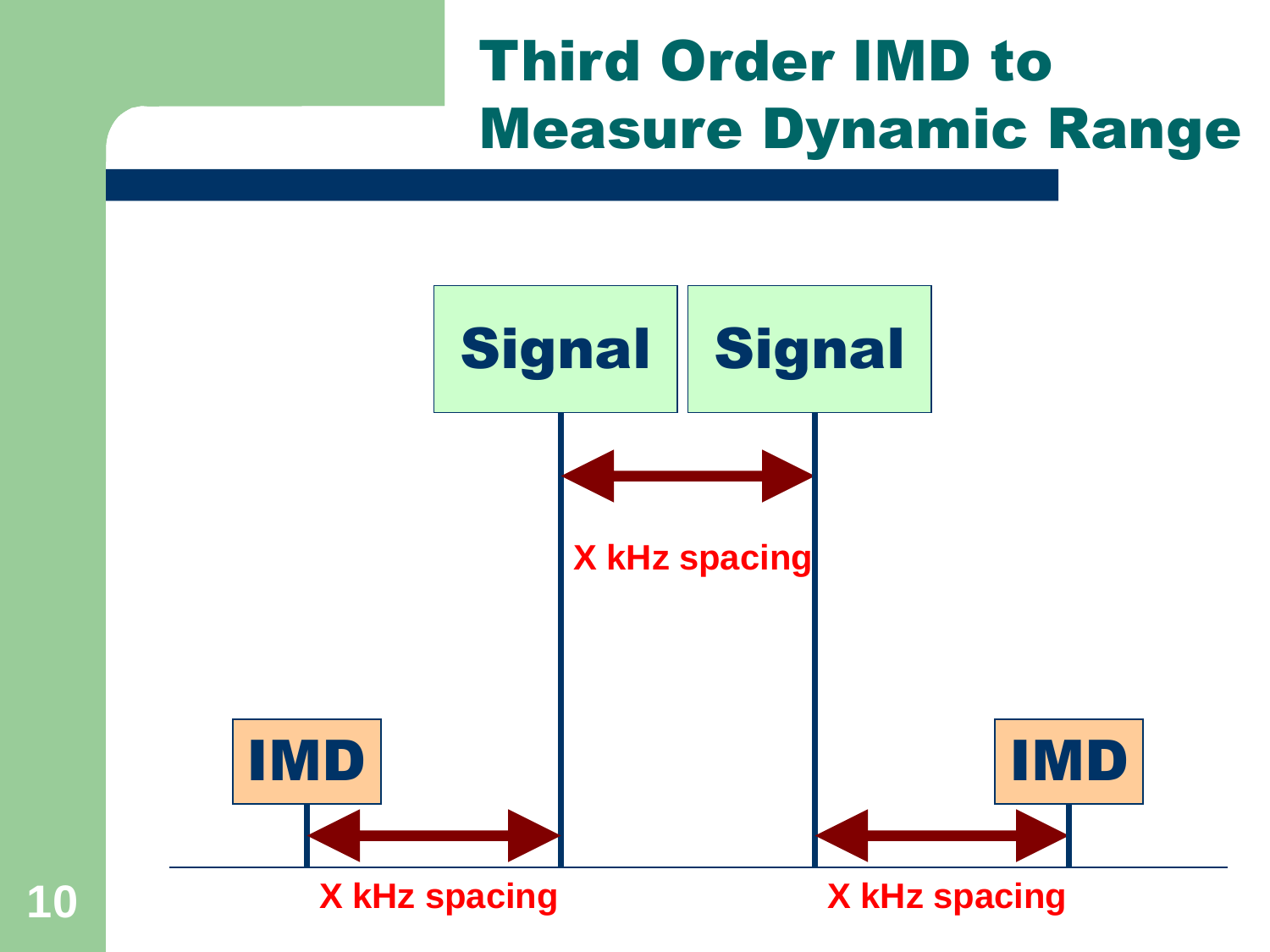# Third Order IMD to Measure Dynamic Range

Signal

Signal

X kHz spacing

IMD

IMD

X kHz spacing

X kHz spacing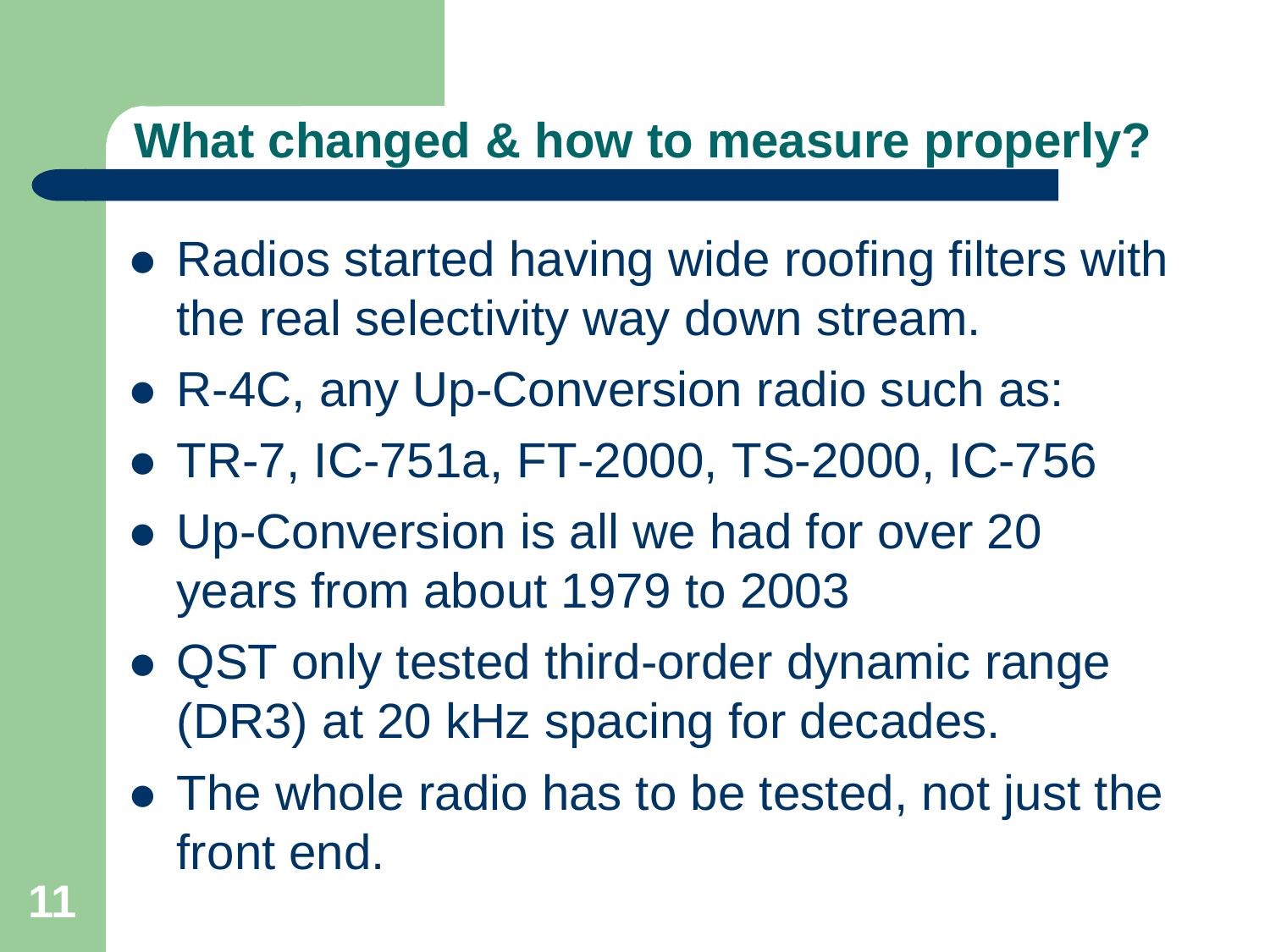## What changed & how to measure properly?

- Radios started having wide roofing filters with the real selectivity way down stream.
- R-4C, any Up-Conversion radio such as:
- TR-7, IC-751a, FT-2000, TS-2000, IC-756
- Up-Conversion is all we had for over 20 years from about 1979 to 2003
- QST only tested third-order dynamic range (DR3) at 20 kHz spacing for decades.
- The whole radio has to be tested, not just the front end.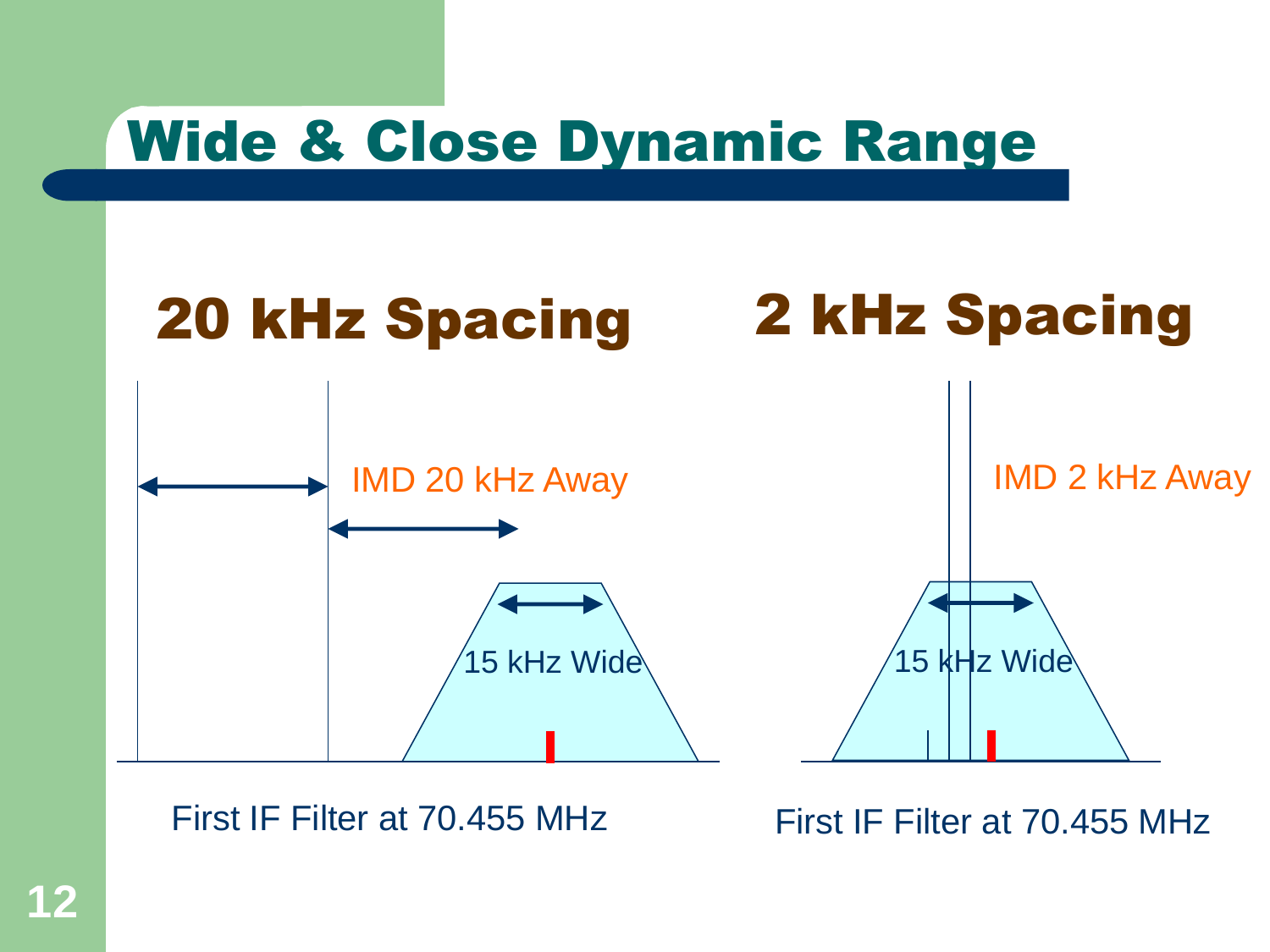# Wide & Close Dynamic Range

## 20 kHz Spacing

IMD 20 kHz Away

15 kHz Wide

First IF Filter at 70.455 MHz

## 2 kHz Spacing

IMD 2 kHz Away

15 kHz Wide

First IF Filter at 70.455 MHz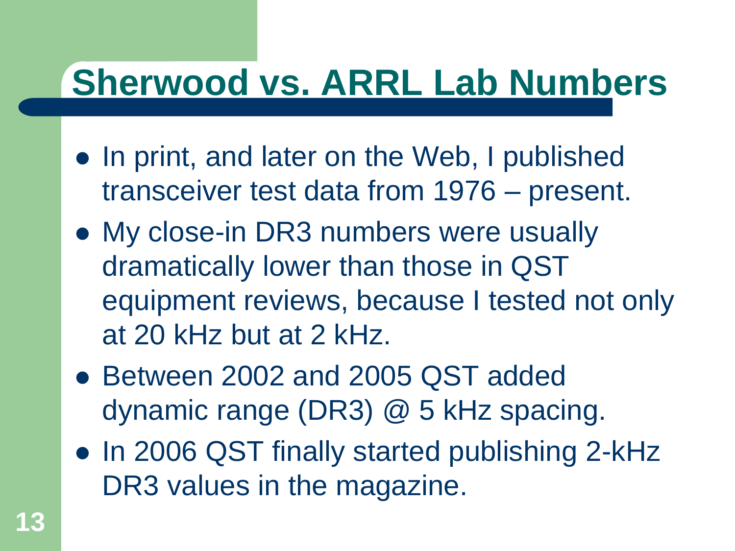# Sherwood vs. ARRL Lab Numbers

- In print, and later on the Web, I published transceiver test data from 1976 – present.
- My close-in DR3 numbers were usually dramatically lower than those in QST equipment reviews, because I tested not only at 20 kHz but at 2 kHz.
- Between 2002 and 2005 QST added dynamic range (DR3) @ 5 kHz spacing.
- In 2006 QST finally started publishing 2-kHz DR3 values in the magazine.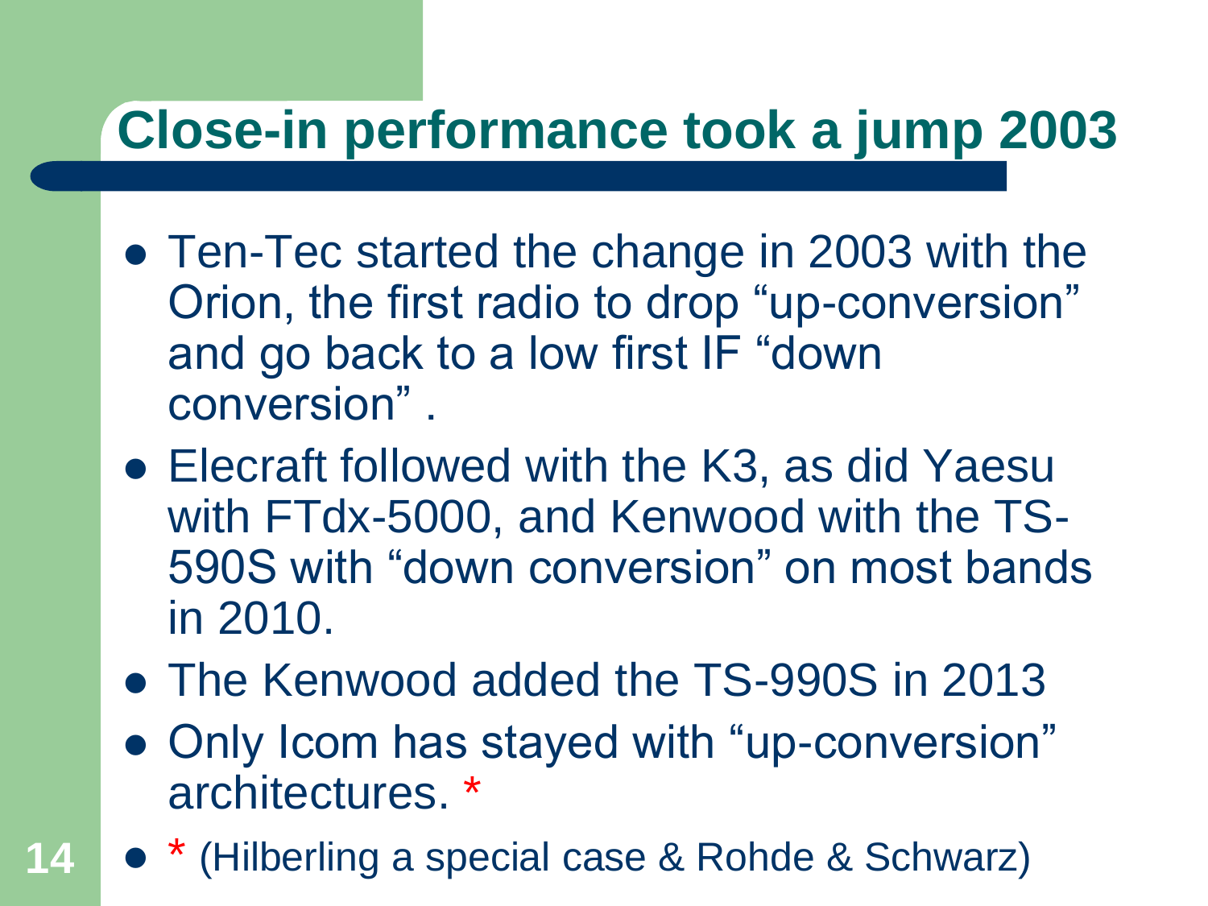# Close-in performance took a jump 2003

- Ten-Tec started the change in 2003 with the Orion, the first radio to drop "up-conversion" and go back to a low first IF "down conversion" .
- Elecraft followed with the K3, as did Yaesu with FTdx-5000, and Kenwood with the TS-590S with "down conversion" on most bands in 2010.
- The Kenwood added the TS-990S in 2013
- Only Icom has stayed with "up-conversion" architectures. *
- * (Hilberling a special case & Rohde & Schwarz)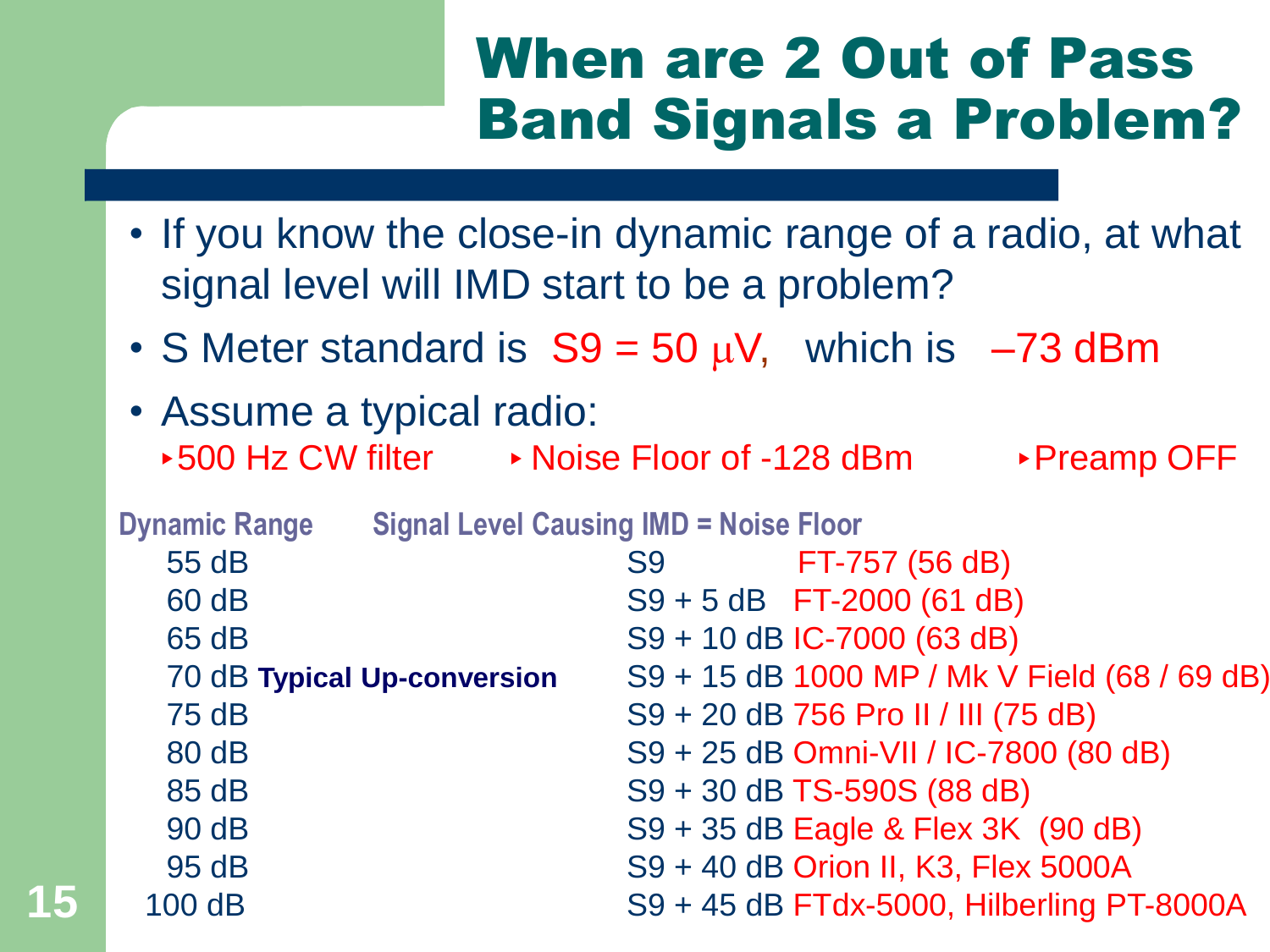# When are 2 Out of Pass Band Signals a Problem?

- If you know the close-in dynamic range of a radio, at what signal level will IMD start to be a problem?
- S Meter standard is S9 = 50 μV, which is –73 dBm
- Assume a typical radio:
  - 500 Hz CW filter
  - Noise Floor of -128 dBm
  - Preamp OFF

| Dynamic Range | | Signal Level Causing IMD = Noise Floor | |
|---|---|---|---|
| 55 dB | | S9 | FT-757 (56 dB) |
| 60 dB | | S9 + 5 dB | FT-2000 (61 dB) |
| 65 dB | | S9 + 10 dB | IC-7000 (63 dB) |
| 70 dB | **Typical Up-conversion** | S9 + 15 dB | 1000 MP / Mk V Field (68 / 69 dB) |
| 75 dB | | S9 + 20 dB | 756 Pro II / III (75 dB) |
| 80 dB | | S9 + 25 dB | Omni-VII / IC-7800 (80 dB) |
| 85 dB | | S9 + 30 dB | TS-590S (88 dB) |
| 90 dB | | S9 + 35 dB | Eagle & Flex 3K (90 dB) |
| 95 dB | | S9 + 40 dB | Orion II, K3, Flex 5000A |
| 100 dB | | S9 + 45 dB | FTdx-5000, Hilberling PT-8000A |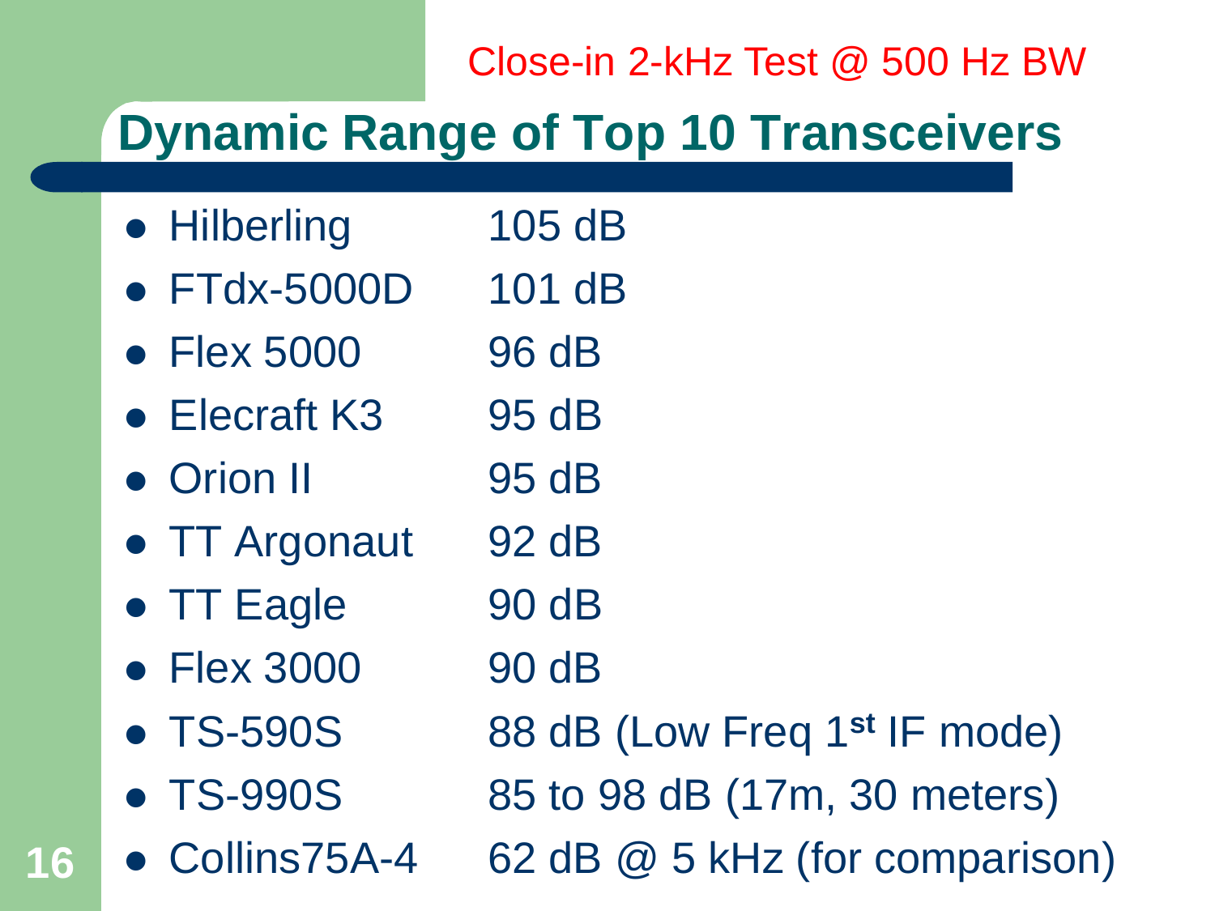Close-in 2-kHz Test @ 500 Hz BW

## Dynamic Range of Top 10 Transceivers

- Hilberling 105 dB
- FTdx-5000D 101 dB
- Flex 5000 96 dB
- Elecraft K3 95 dB
- Orion II 95 dB
- TT Argonaut 92 dB
- TT Eagle 90 dB
- Flex 3000 90 dB
- TS-590S 88 dB (Low Freq 1st IF mode)
- TS-990S 85 to 98 dB (17m, 30 meters)
- Collins75A-4 62 dB @ 5 kHz (for comparison)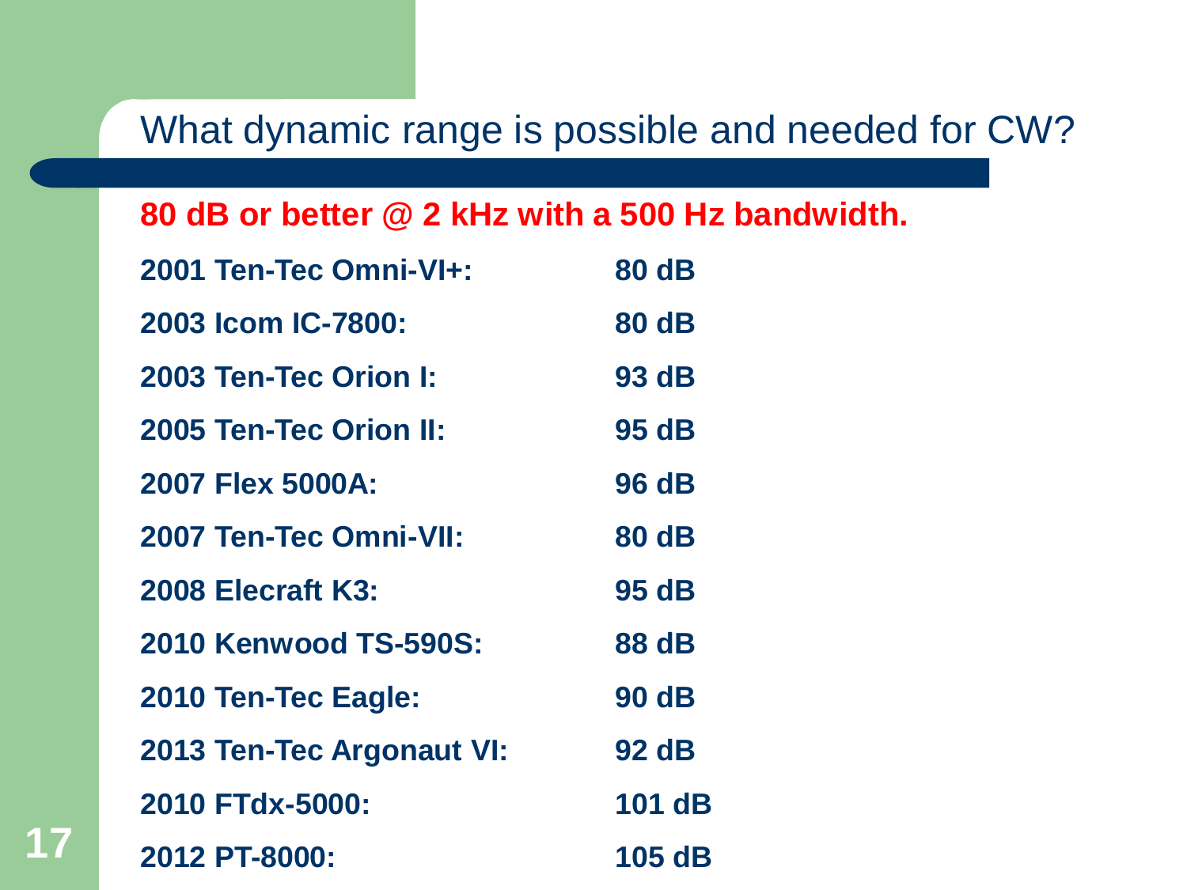# What dynamic range is possible and needed for CW?

**80 dB or better @ 2 kHz with a 500 Hz bandwidth.**

| | |
|---|---|
| **2001 Ten-Tec Omni-VI+:** | **80 dB** |
| **2003 Icom IC-7800:** | **80 dB** |
| **2003 Ten-Tec Orion I:** | **93 dB** |
| **2005 Ten-Tec Orion II:** | **95 dB** |
| **2007 Flex 5000A:** | **96 dB** |
| **2007 Ten-Tec Omni-VII:** | **80 dB** |
| **2008 Elecraft K3:** | **95 dB** |
| **2010 Kenwood TS-590S:** | **88 dB** |
| **2010 Ten-Tec Eagle:** | **90 dB** |
| **2013 Ten-Tec Argonaut VI:** | **92 dB** |
| **2010 FTdx-5000:** | **101 dB** |
| **2012 PT-8000:** | **105 dB** |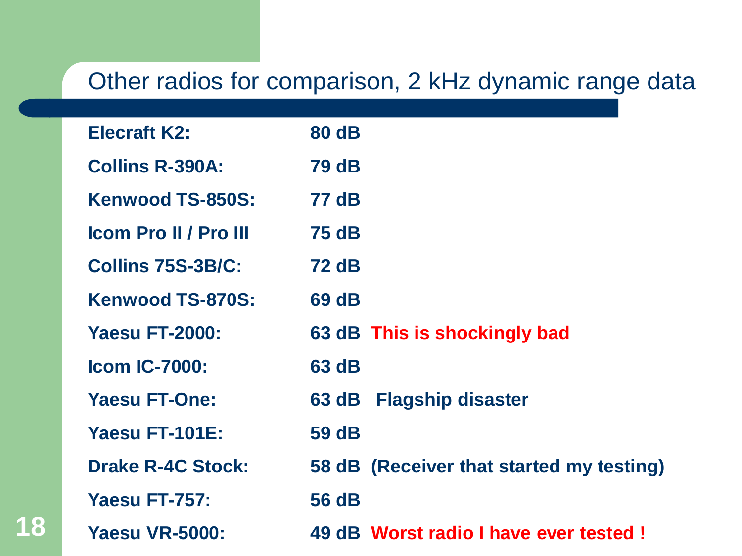## Other radios for comparison, 2 kHz dynamic range data

| | | |
|---|---|---|
| **Elecraft K2:** | **80 dB** | |
| **Collins R-390A:** | **79 dB** | |
| **Kenwood TS-850S:** | **77 dB** | |
| **Icom Pro II / Pro III** | **75 dB** | |
| **Collins 75S-3B/C:** | **72 dB** | |
| **Kenwood TS-870S:** | **69 dB** | |
| **Yaesu FT-2000:** | **63 dB** | **This is shockingly bad** |
| **Icom IC-7000:** | **63 dB** | |
| **Yaesu FT-One:** | **63 dB** | **Flagship disaster** |
| **Yaesu FT-101E:** | **59 dB** | |
| **Drake R-4C Stock:** | **58 dB** | **(Receiver that started my testing)** |
| **Yaesu FT-757:** | **56 dB** | |
| **Yaesu VR-5000:** | **49 dB** | **Worst radio I have ever tested !** |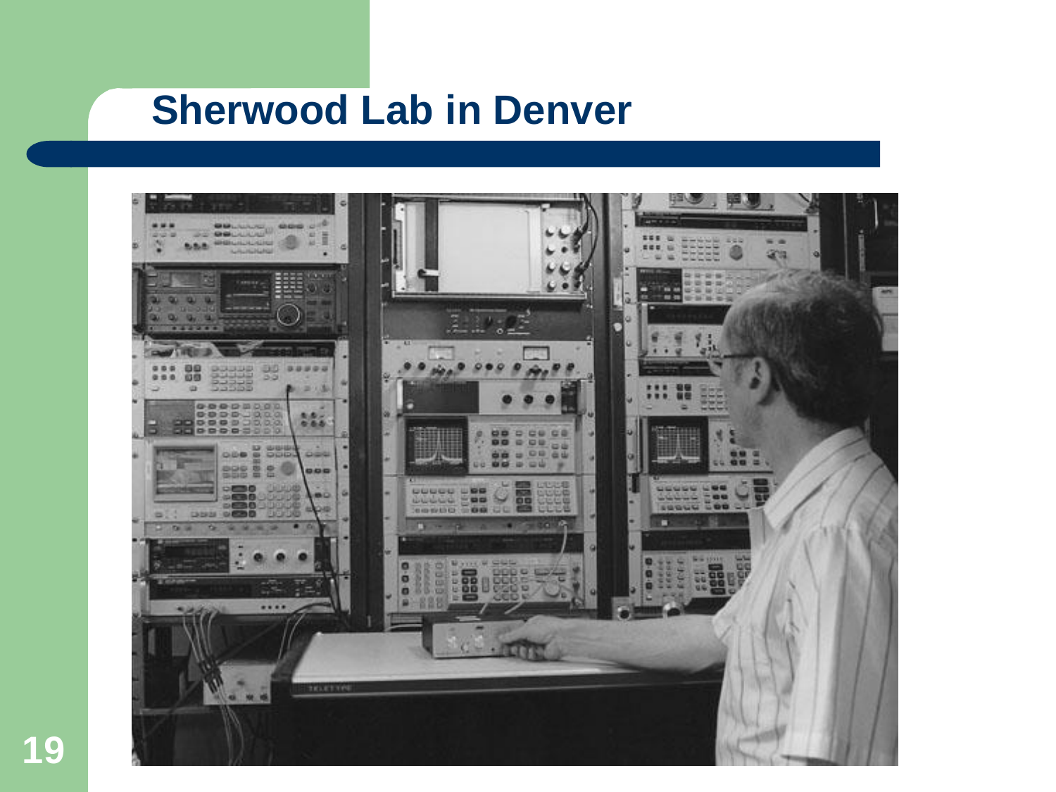# Sherwood Lab in Denver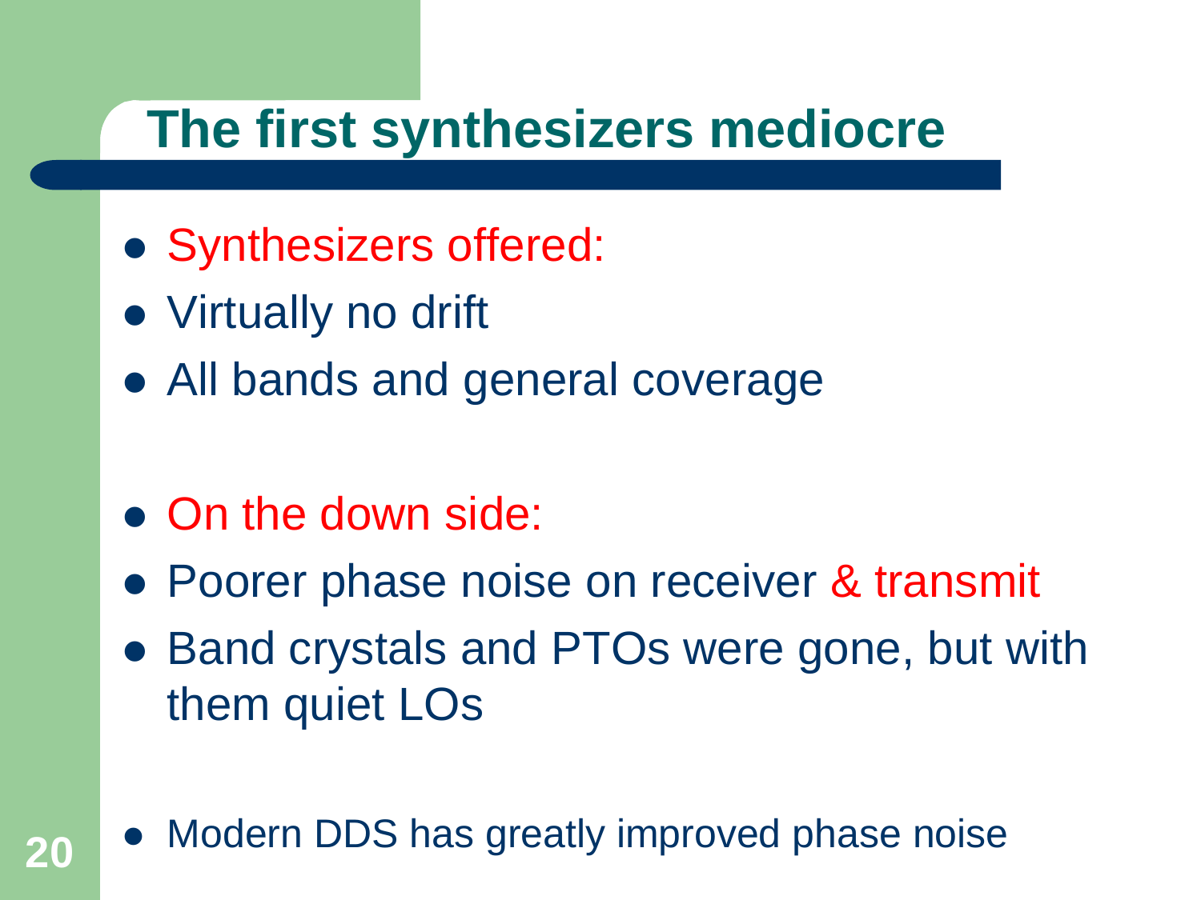# The first synthesizers mediocre

- Synthesizers offered:
- Virtually no drift
- All bands and general coverage

- On the down side:
- Poorer phase noise on receiver & transmit
- Band crystals and PTOs were gone, but with them quiet LOs

- Modern DDS has greatly improved phase noise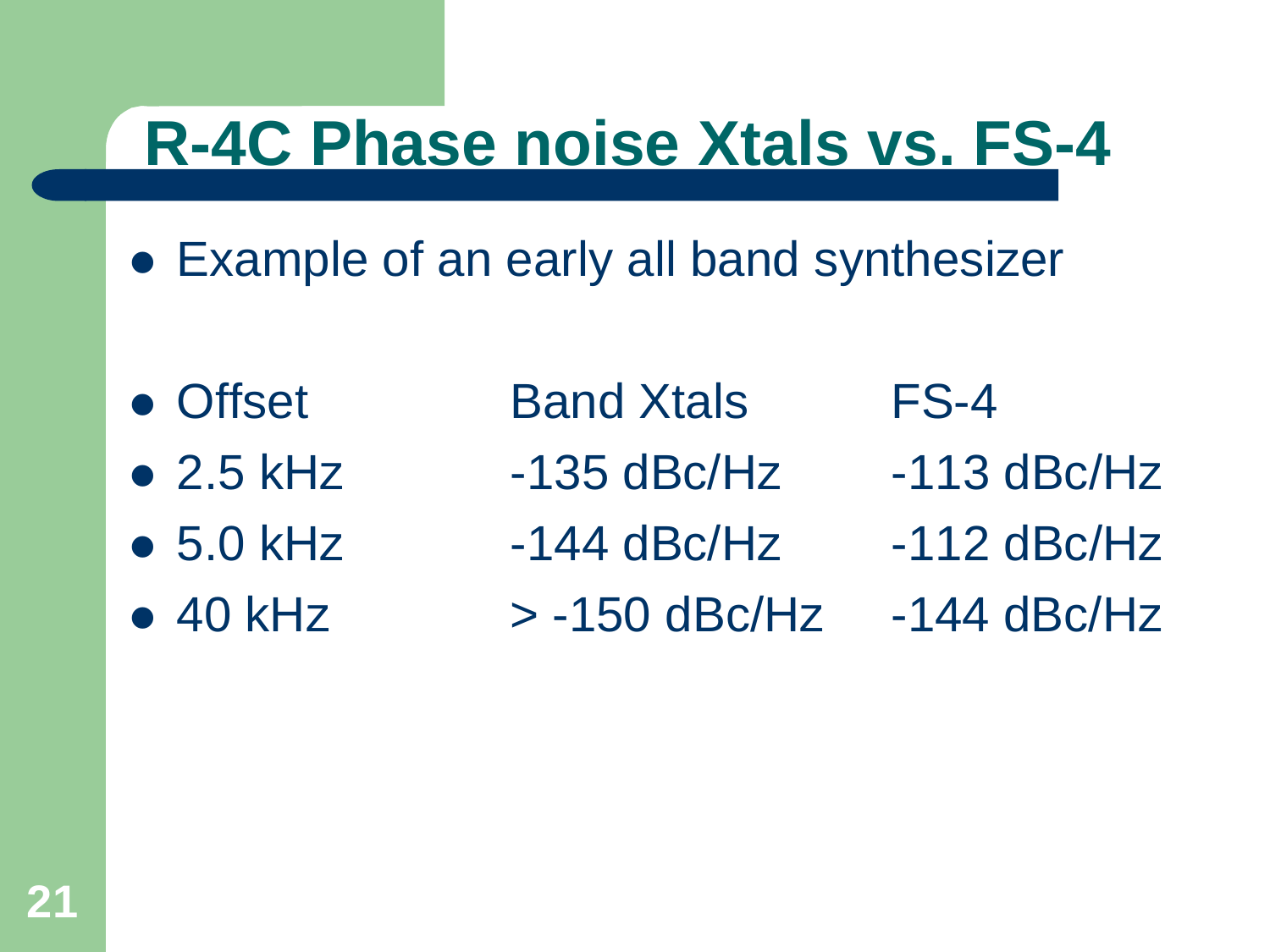# R-4C Phase noise Xtals vs. FS-4

- Example of an early all band synthesizer

| Offset | Band Xtals | FS-4 |
|---|---|---|
| 2.5 kHz | -135 dBc/Hz | -113 dBc/Hz |
| 5.0 kHz | -144 dBc/Hz | -112 dBc/Hz |
| 40 kHz | > -150 dBc/Hz | -144 dBc/Hz |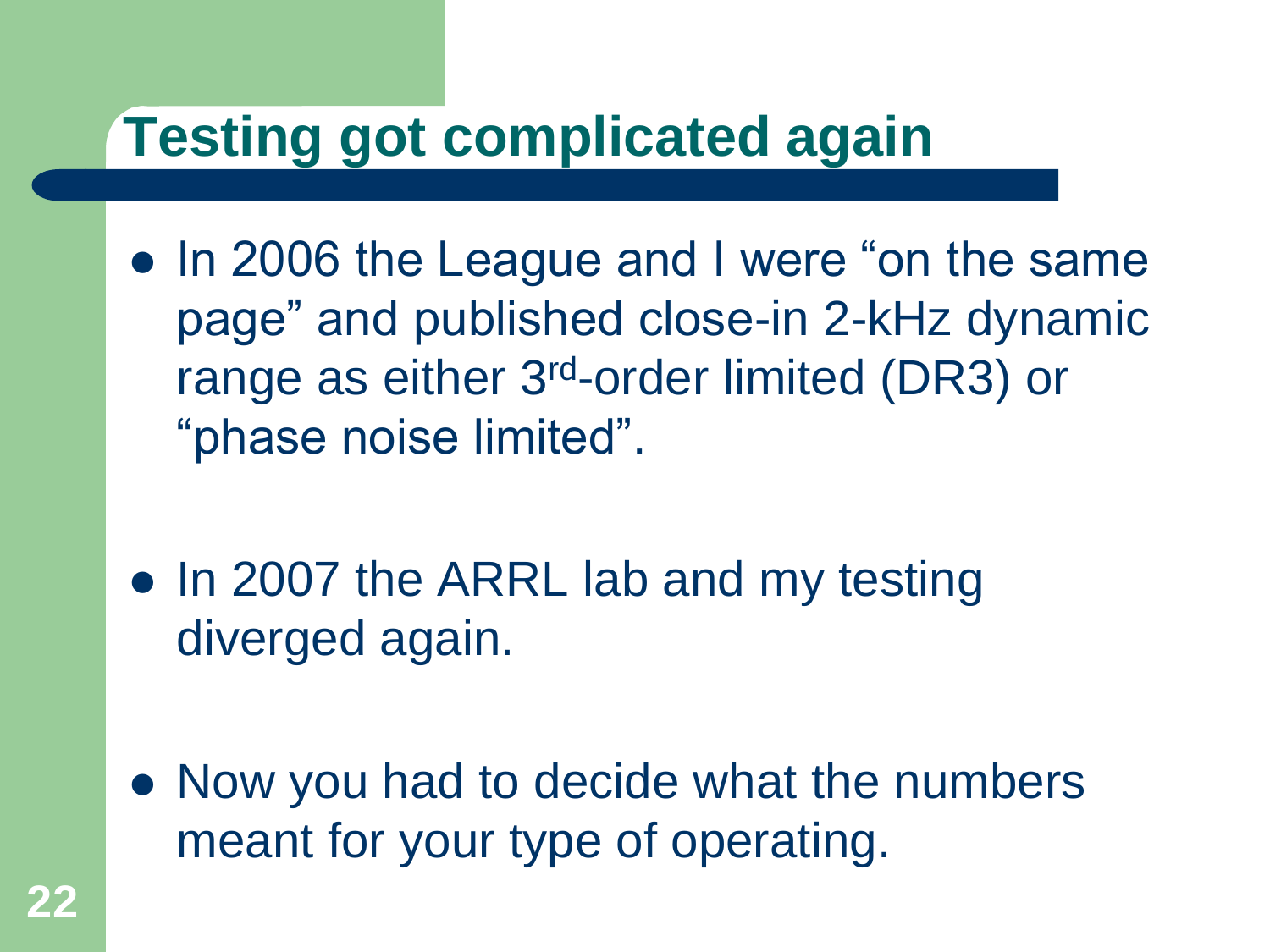# Testing got complicated again

- In 2006 the League and I were "on the same page" and published close-in 2-kHz dynamic range as either 3rd-order limited (DR3) or "phase noise limited".
- In 2007 the ARRL lab and my testing diverged again.
- Now you had to decide what the numbers meant for your type of operating.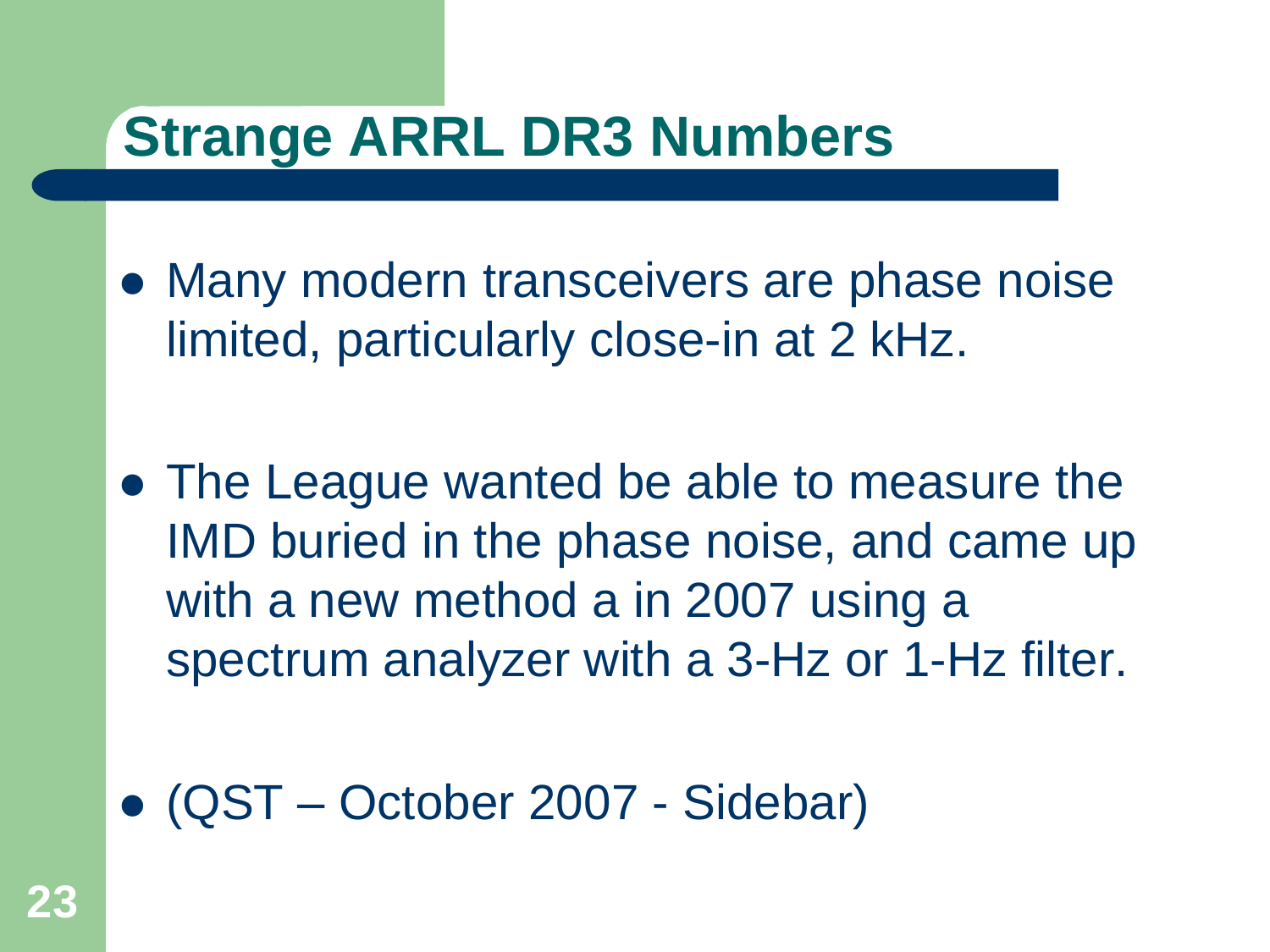# Strange ARRL DR3 Numbers

- Many modern transceivers are phase noise limited, particularly close-in at 2 kHz.
- The League wanted be able to measure the IMD buried in the phase noise, and came up with a new method a in 2007 using a spectrum analyzer with a 3-Hz or 1-Hz filter.
- (QST – October 2007 - Sidebar)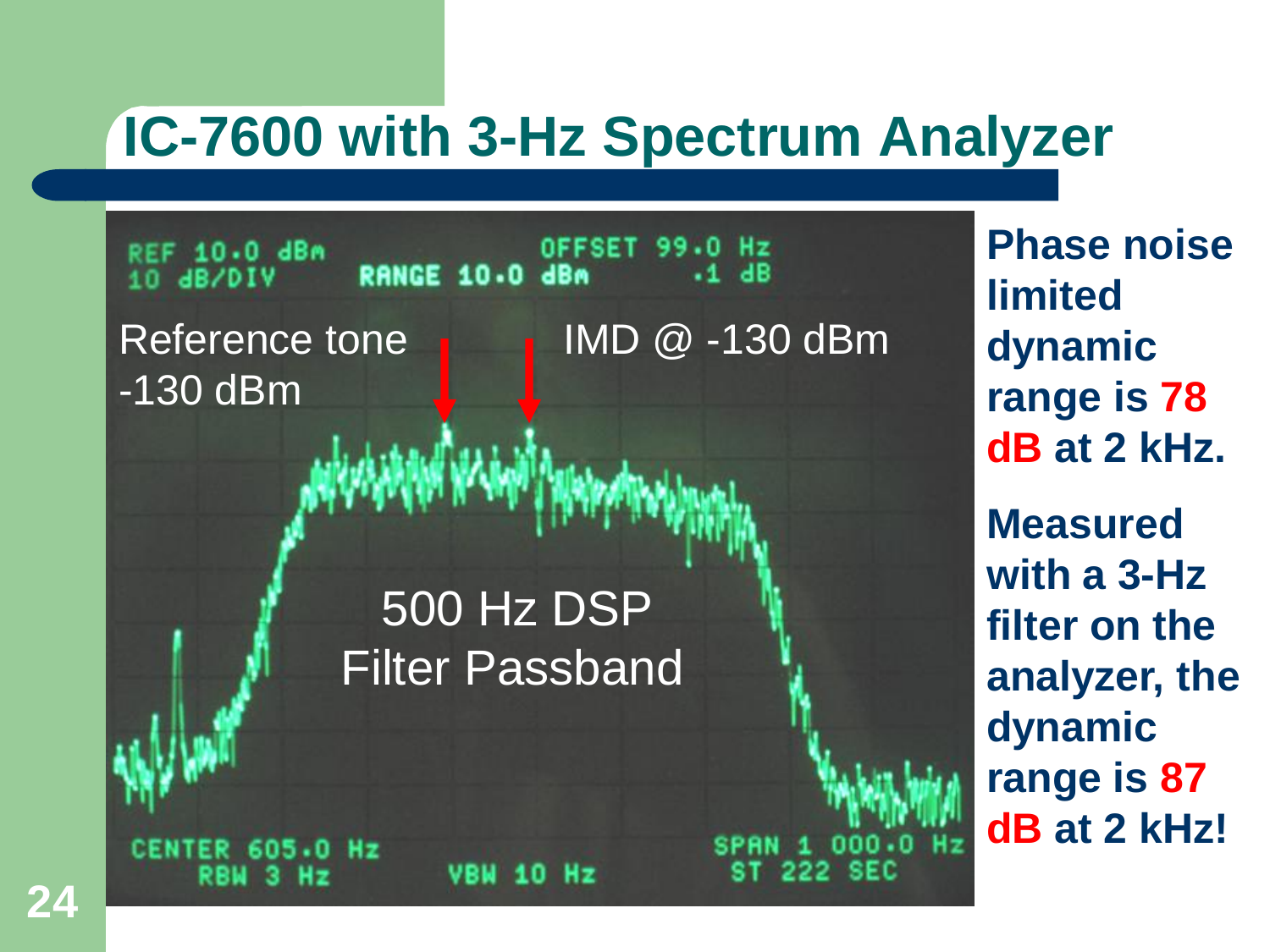# IC-7600 with 3-Hz Spectrum Analyzer

REF 10.0 dBm
10 dB/DIV
RANGE 10.0 dBm
OFFSET 99.0 Hz
.1 dB

Reference tone -130 dBm

IMD @ -130 dBm

500 Hz DSP Filter Passband

CENTER 605.0 Hz
RBW 3 Hz
VBW 10 Hz
SPAN 1 000.0 Hz
ST 222 SEC

**Phase noise limited dynamic range is 78 dB at 2 kHz.**

**Measured with a 3-Hz filter on the analyzer, the dynamic range is 87 dB at 2 kHz!**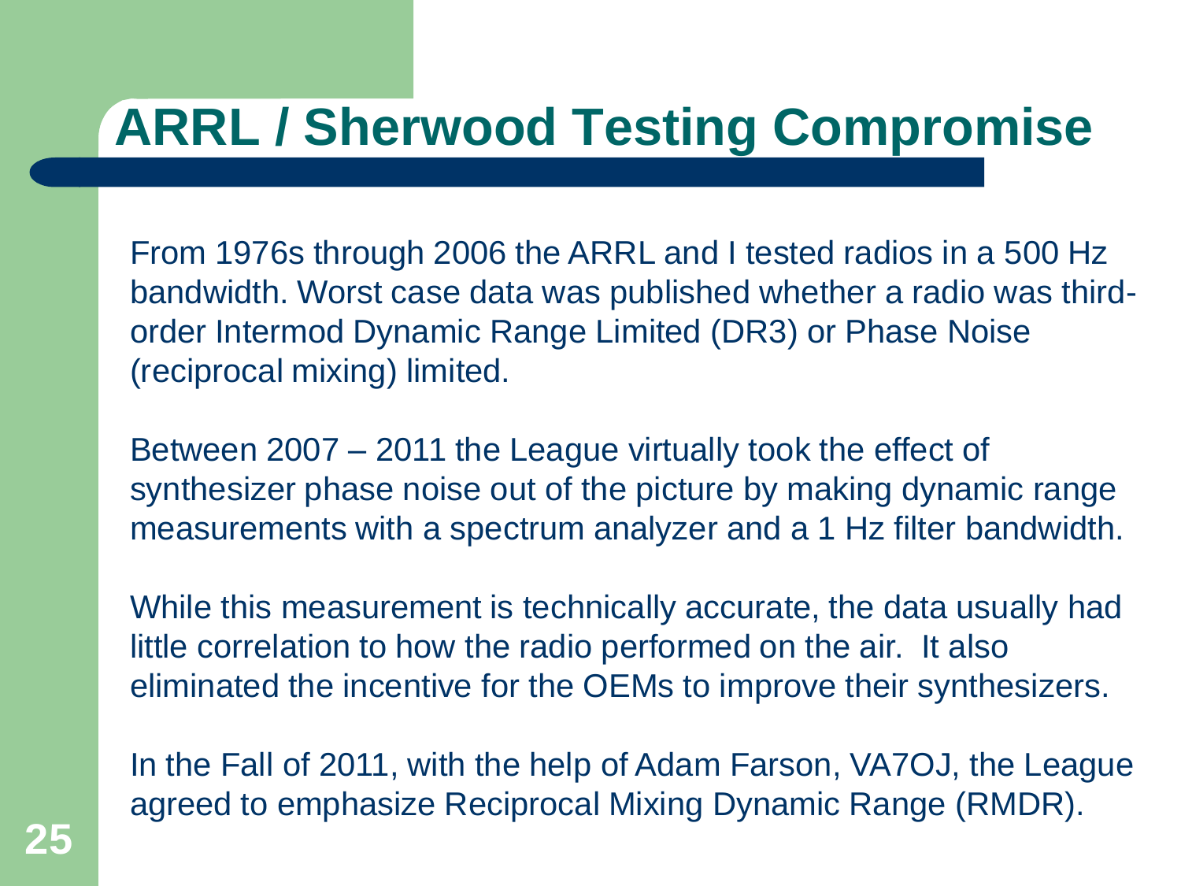# ARRL / Sherwood Testing Compromise

From 1976s through 2006 the ARRL and I tested radios in a 500 Hz bandwidth. Worst case data was published whether a radio was third-order Intermod Dynamic Range Limited (DR3) or Phase Noise (reciprocal mixing) limited.

Between 2007 – 2011 the League virtually took the effect of synthesizer phase noise out of the picture by making dynamic range measurements with a spectrum analyzer and a 1 Hz filter bandwidth.

While this measurement is technically accurate, the data usually had little correlation to how the radio performed on the air. It also eliminated the incentive for the OEMs to improve their synthesizers.

In the Fall of 2011, with the help of Adam Farson, VA7OJ, the League agreed to emphasize Reciprocal Mixing Dynamic Range (RMDR).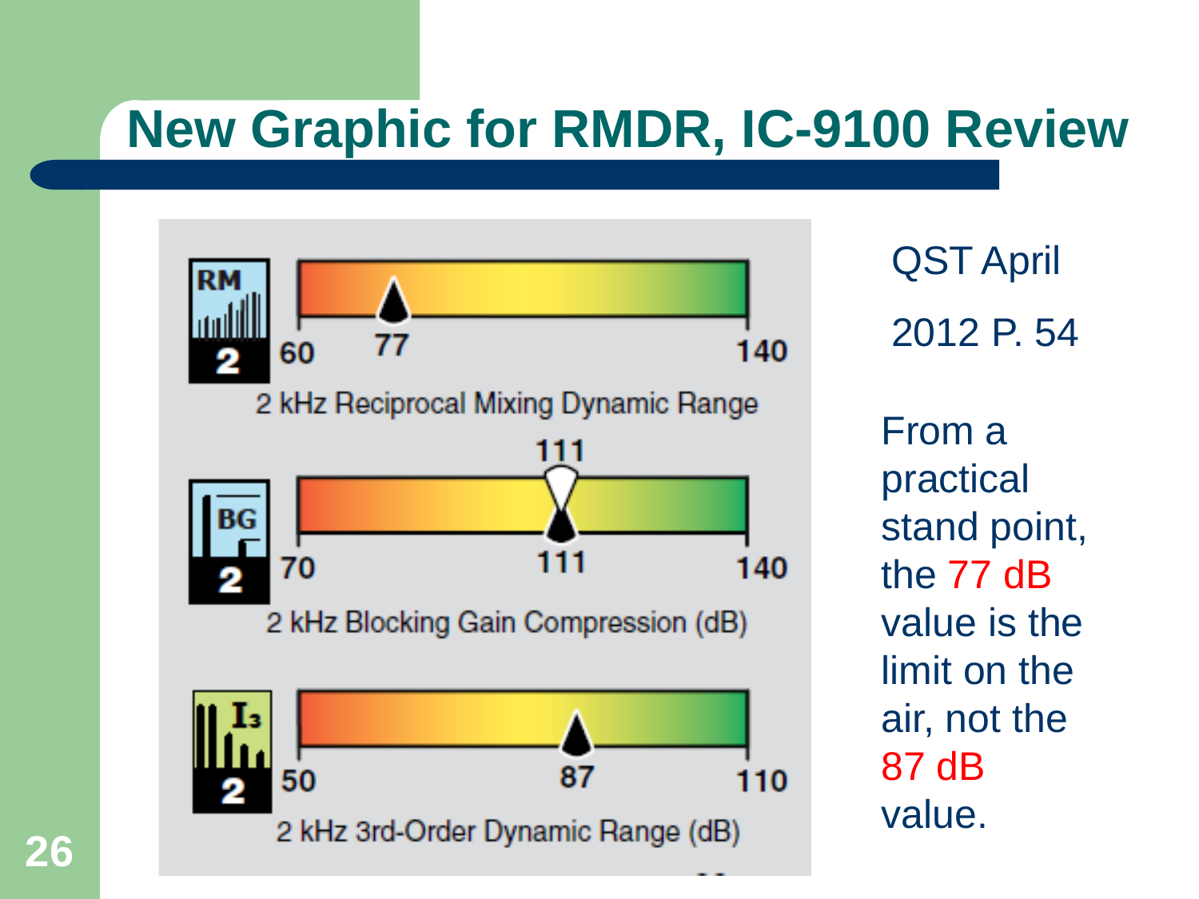# New Graphic for RMDR, IC-9100 Review

RM 2 — 60 — 77 — 140

2 kHz Reciprocal Mixing Dynamic Range

BG 2 — 70 — 111 — 111 — 140

2 kHz Blocking Gain Compression (dB)

$I_3$ 2 — 50 — 87 — 110

2 kHz 3rd-Order Dynamic Range (dB)

QST April

2012 P. 54

From a practical stand point, the 77 dB value is the limit on the air, not the 87 dB value.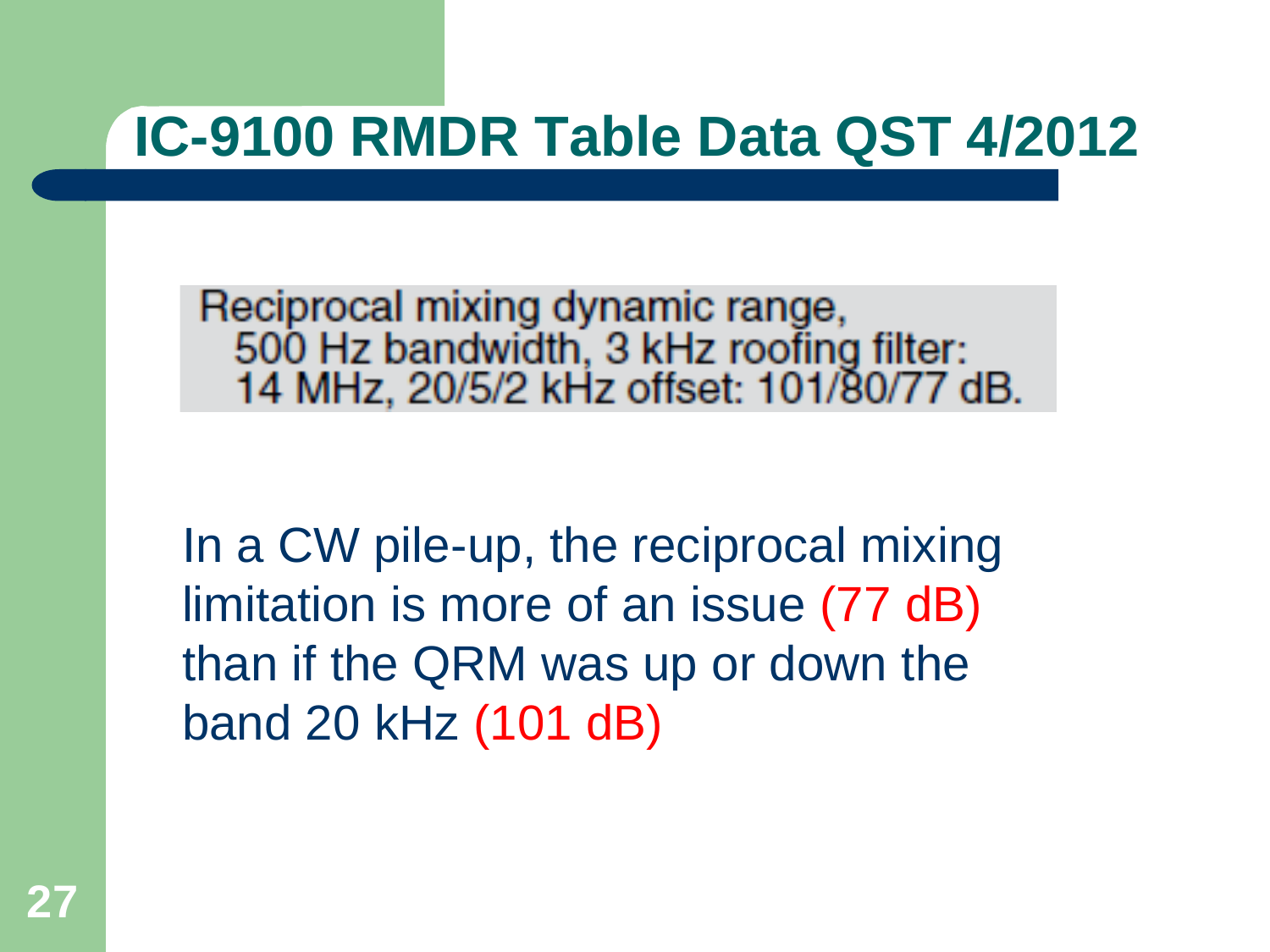# IC-9100 RMDR Table Data QST 4/2012

Reciprocal mixing dynamic range,
500 Hz bandwidth, 3 kHz roofing filter:
14 MHz, 20/5/2 kHz offset: 101/80/77 dB.

In a CW pile-up, the reciprocal mixing limitation is more of an issue (77 dB) than if the QRM was up or down the band 20 kHz (101 dB)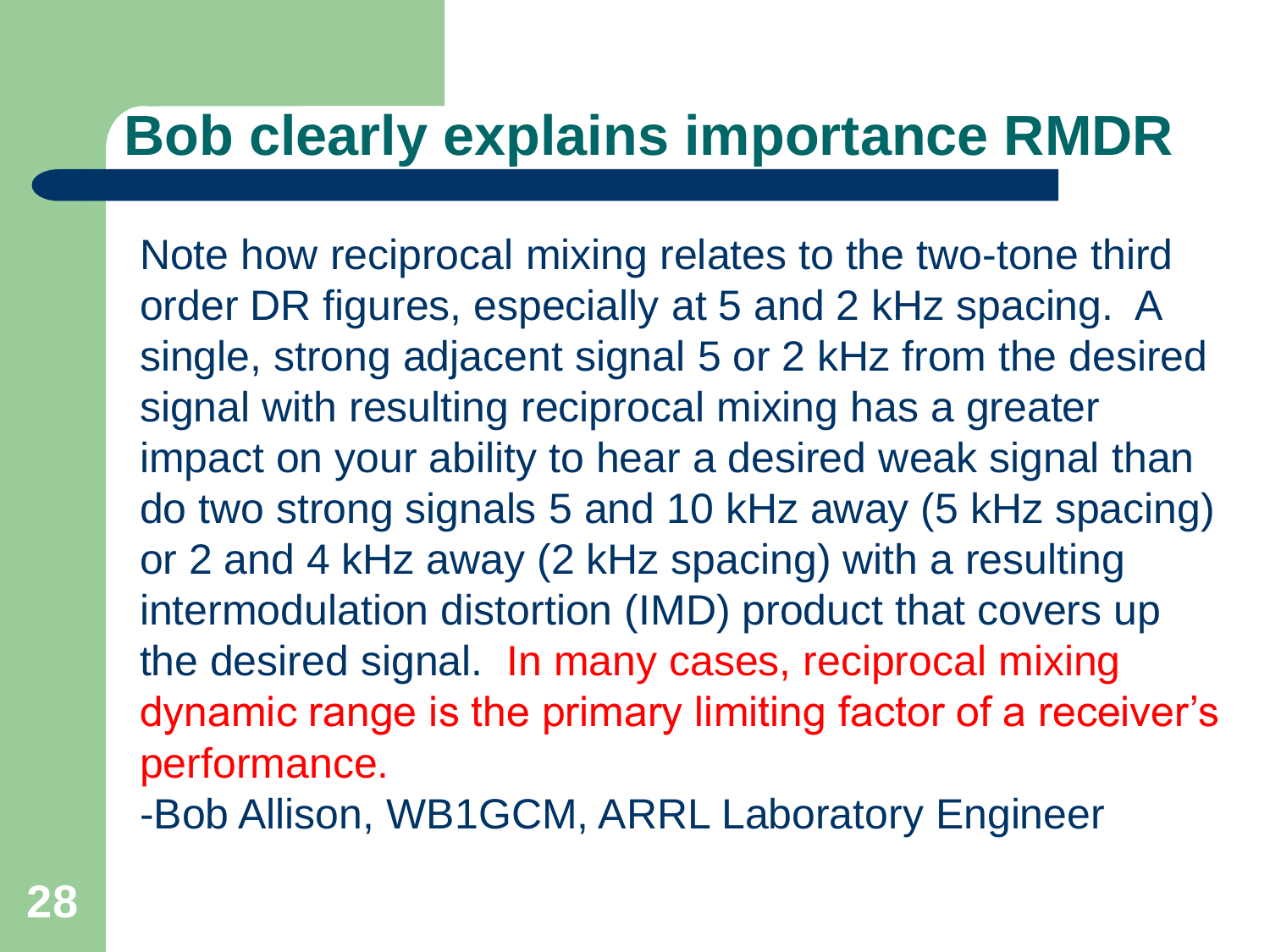# Bob clearly explains importance RMDR

Note how reciprocal mixing relates to the two-tone third order DR figures, especially at 5 and 2 kHz spacing. A single, strong adjacent signal 5 or 2 kHz from the desired signal with resulting reciprocal mixing has a greater impact on your ability to hear a desired weak signal than do two strong signals 5 and 10 kHz away (5 kHz spacing) or 2 and 4 kHz away (2 kHz spacing) with a resulting intermodulation distortion (IMD) product that covers up the desired signal. In many cases, reciprocal mixing dynamic range is the primary limiting factor of a receiver's performance.

-Bob Allison, WB1GCM, ARRL Laboratory Engineer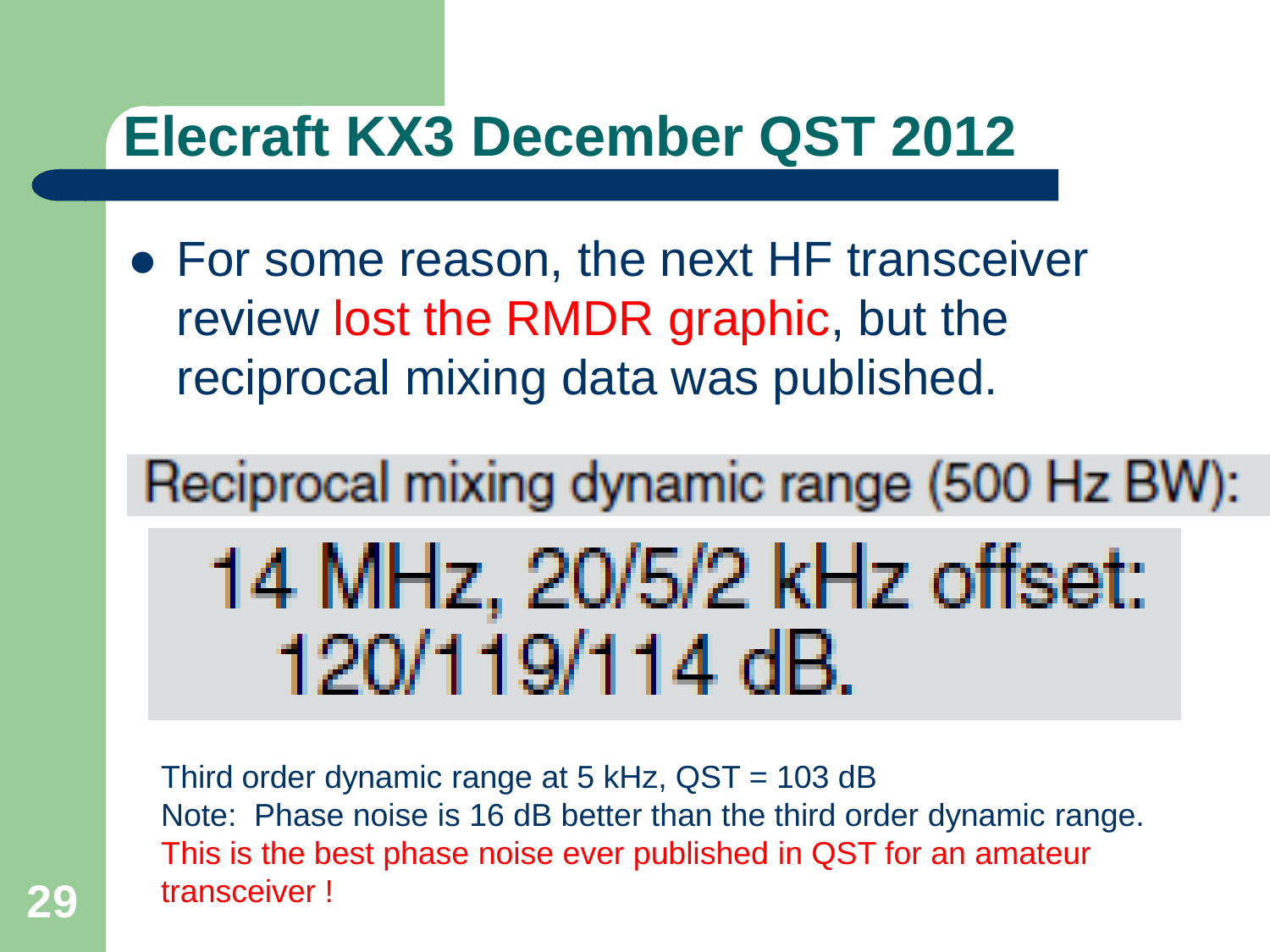# Elecraft KX3 December QST 2012

- For some reason, the next HF transceiver review lost the RMDR graphic, but the reciprocal mixing data was published.

Reciprocal mixing dynamic range (500 Hz BW):

14 MHz, 20/5/2 kHz offset: 120/119/114 dB.

Third order dynamic range at 5 kHz, QST = 103 dB
Note: Phase noise is 16 dB better than the third order dynamic range.
This is the best phase noise ever published in QST for an amateur transceiver !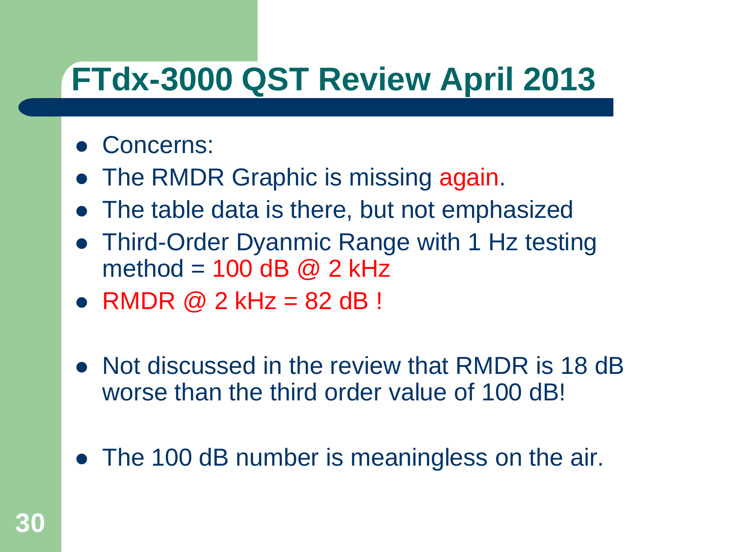# FTdx-3000 QST Review April 2013

- Concerns:
- The RMDR Graphic is missing again.
- The table data is there, but not emphasized
- Third-Order Dyanmic Range with 1 Hz testing method = 100 dB @ 2 kHz
- RMDR @ 2 kHz = 82 dB !
- Not discussed in the review that RMDR is 18 dB worse than the third order value of 100 dB!
- The 100 dB number is meaningless on the air.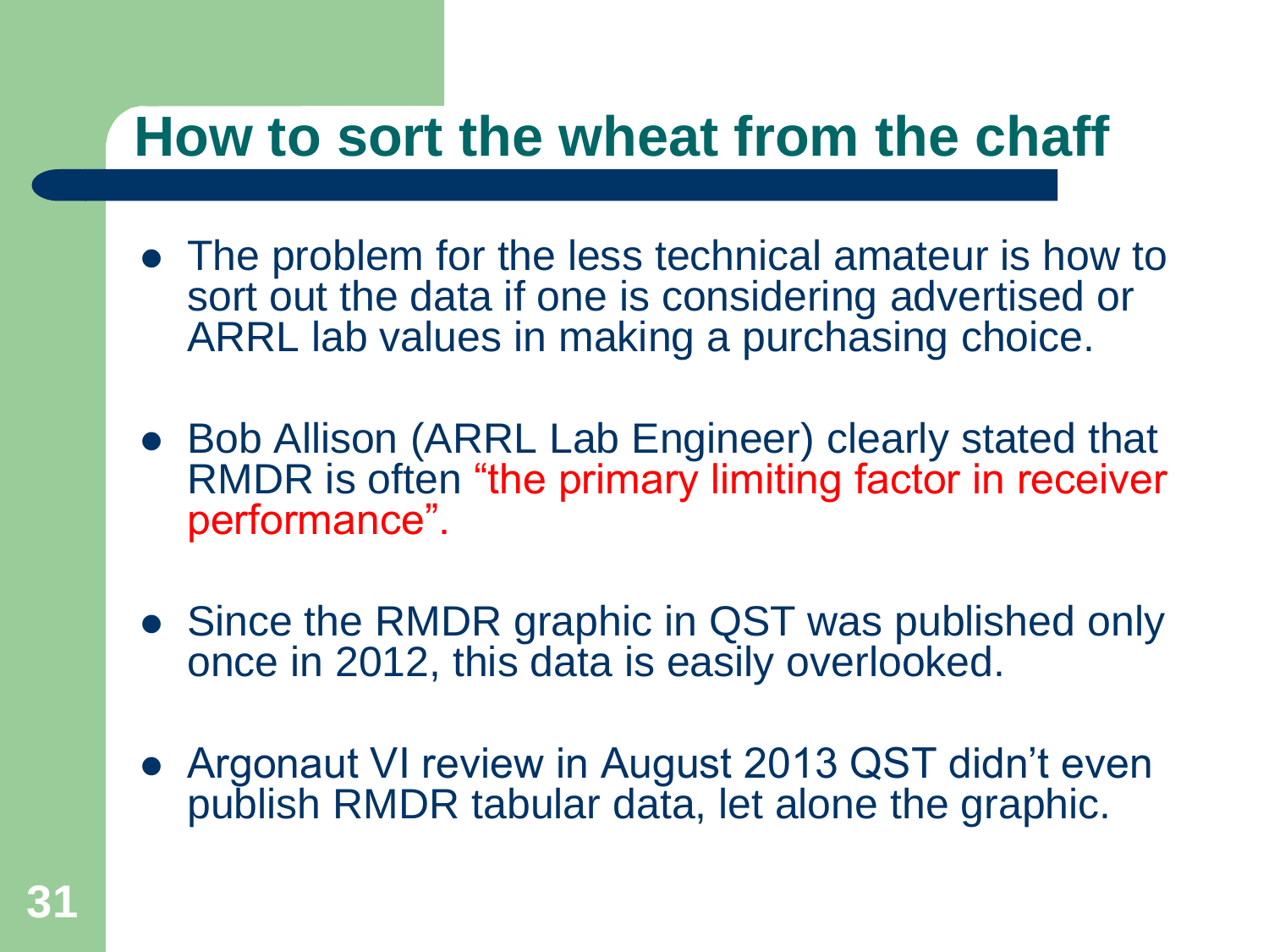# How to sort the wheat from the chaff

- The problem for the less technical amateur is how to sort out the data if one is considering advertised or ARRL lab values in making a purchasing choice.
- Bob Allison (ARRL Lab Engineer) clearly stated that RMDR is often “the primary limiting factor in receiver performance”.
- Since the RMDR graphic in QST was published only once in 2012, this data is easily overlooked.
- Argonaut VI review in August 2013 QST didn’t even publish RMDR tabular data, let alone the graphic.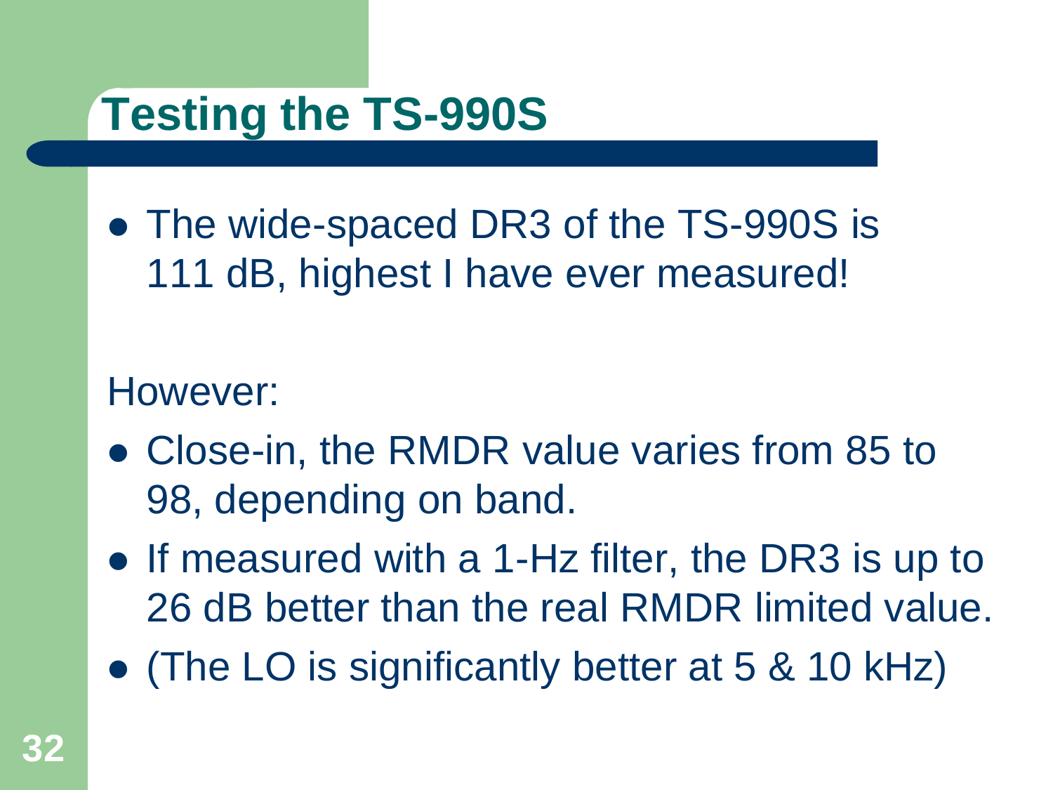# Testing the TS-990S

- The wide-spaced DR3 of the TS-990S is 111 dB, highest I have ever measured!

However:

- Close-in, the RMDR value varies from 85 to 98, depending on band.
- If measured with a 1-Hz filter, the DR3 is up to 26 dB better than the real RMDR limited value.
- (The LO is significantly better at 5 & 10 kHz)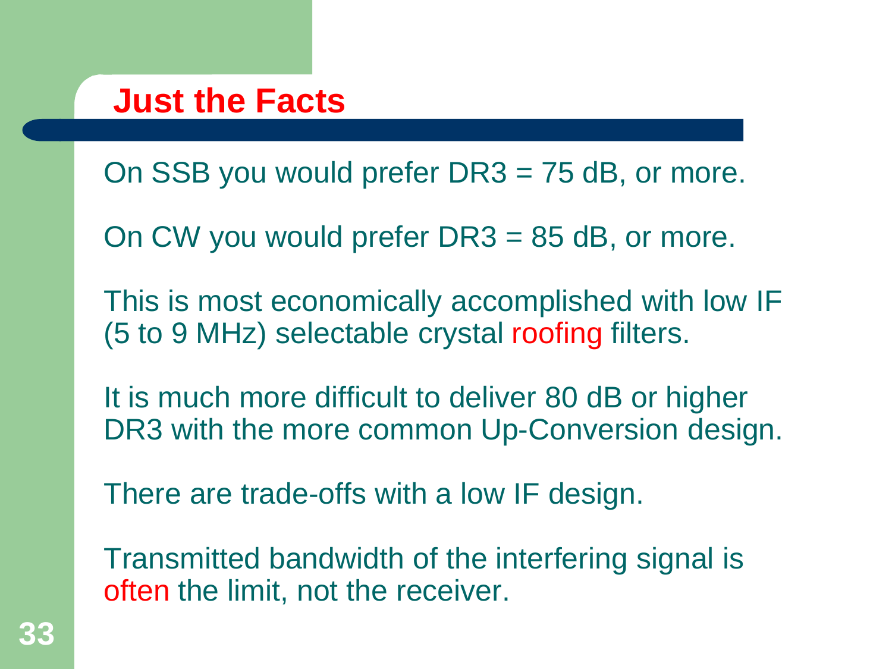# Just the Facts

On SSB you would prefer DR3 = 75 dB, or more.

On CW you would prefer DR3 = 85 dB, or more.

This is most economically accomplished with low IF (5 to 9 MHz) selectable crystal roofing filters.

It is much more difficult to deliver 80 dB or higher DR3 with the more common Up-Conversion design.

There are trade-offs with a low IF design.

Transmitted bandwidth of the interfering signal is often the limit, not the receiver.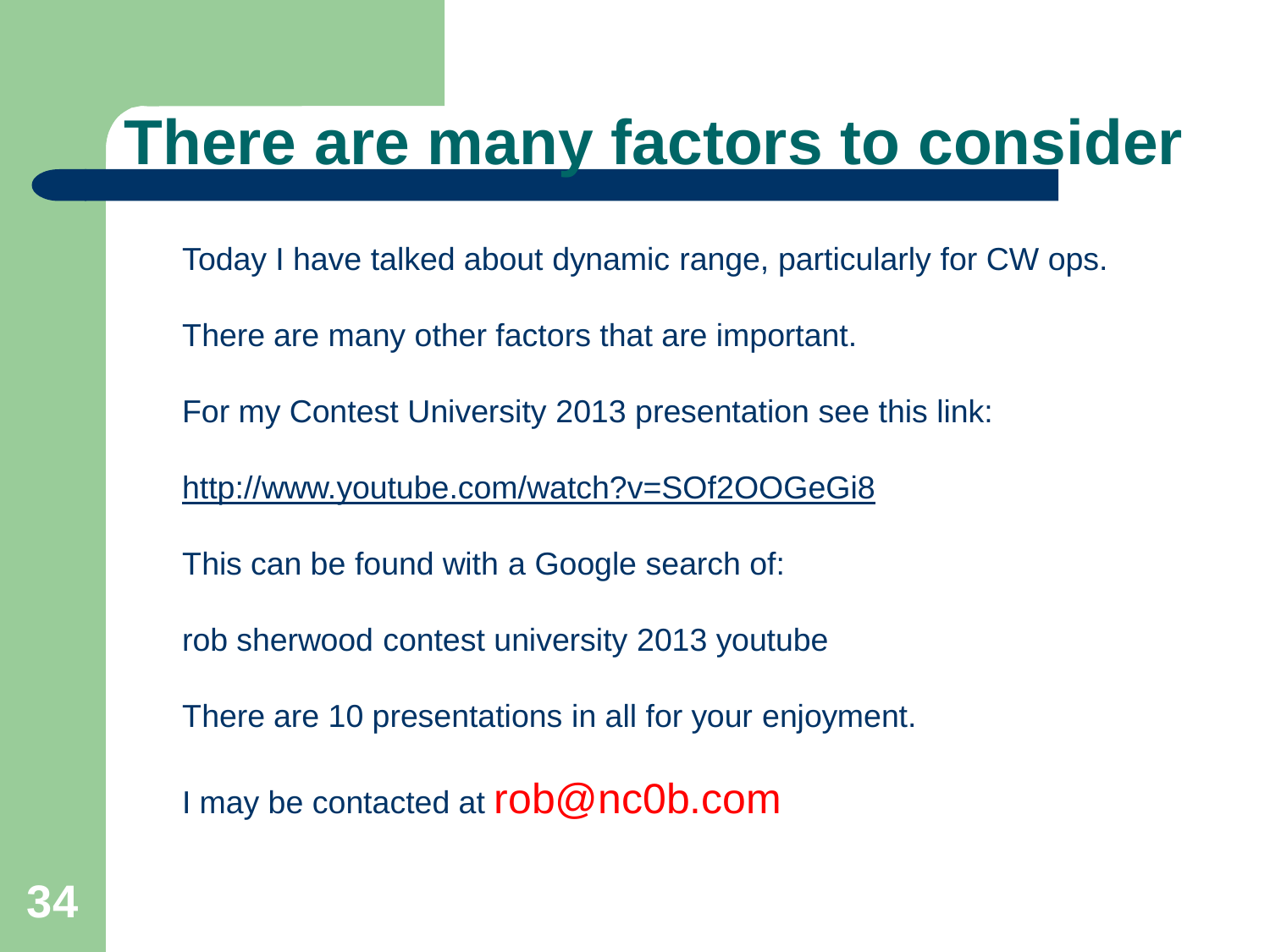# There are many factors to consider

Today I have talked about dynamic range, particularly for CW ops.

There are many other factors that are important.

For my Contest University 2013 presentation see this link:

http://www.youtube.com/watch?v=SOf2OOGeGi8

This can be found with a Google search of:

rob sherwood contest university 2013 youtube

There are 10 presentations in all for your enjoyment.

I may be contacted at rob@nc0b.com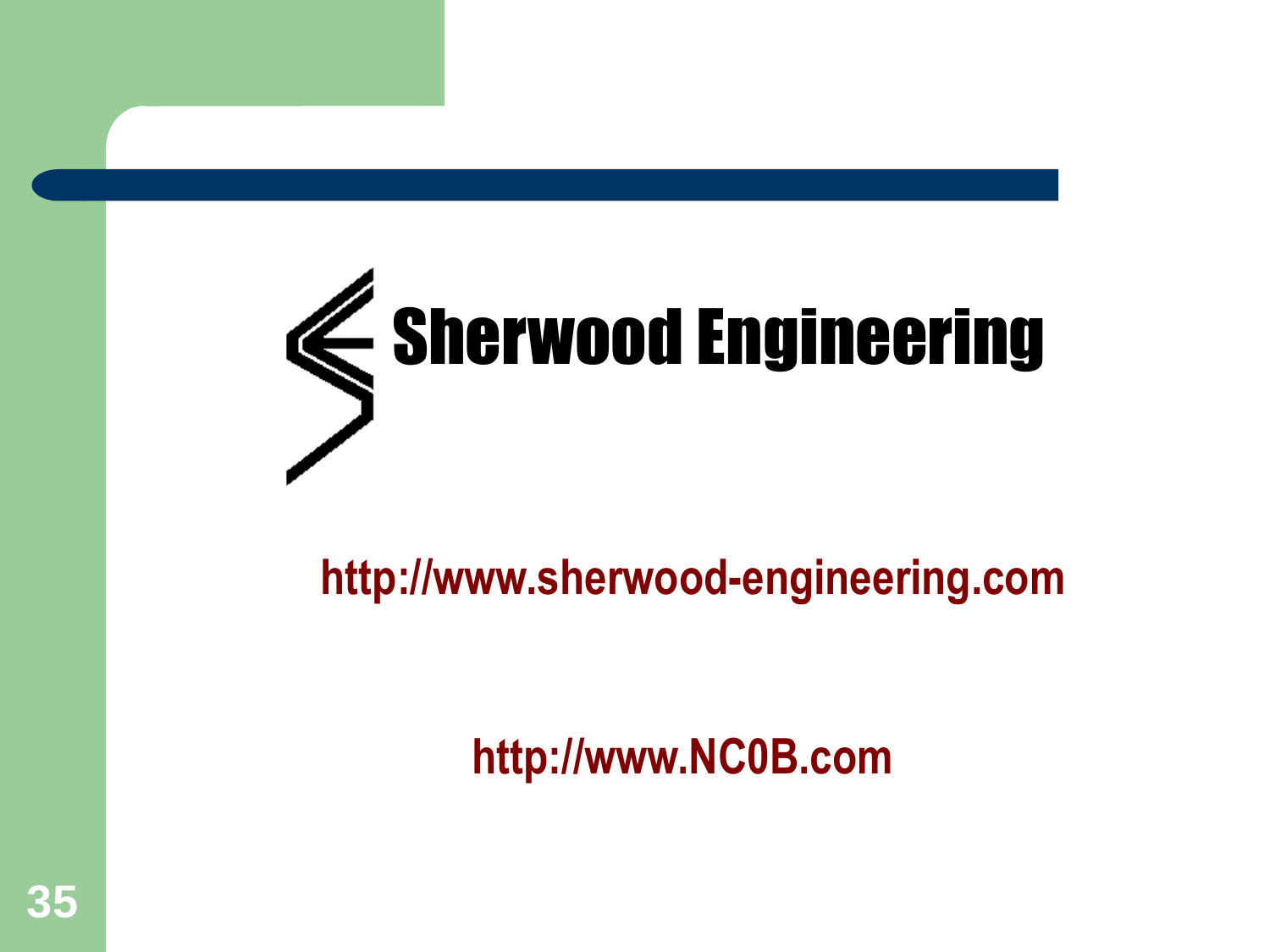# Sherwood Engineering

http://www.sherwood-engineering.com

http://www.NC0B.com